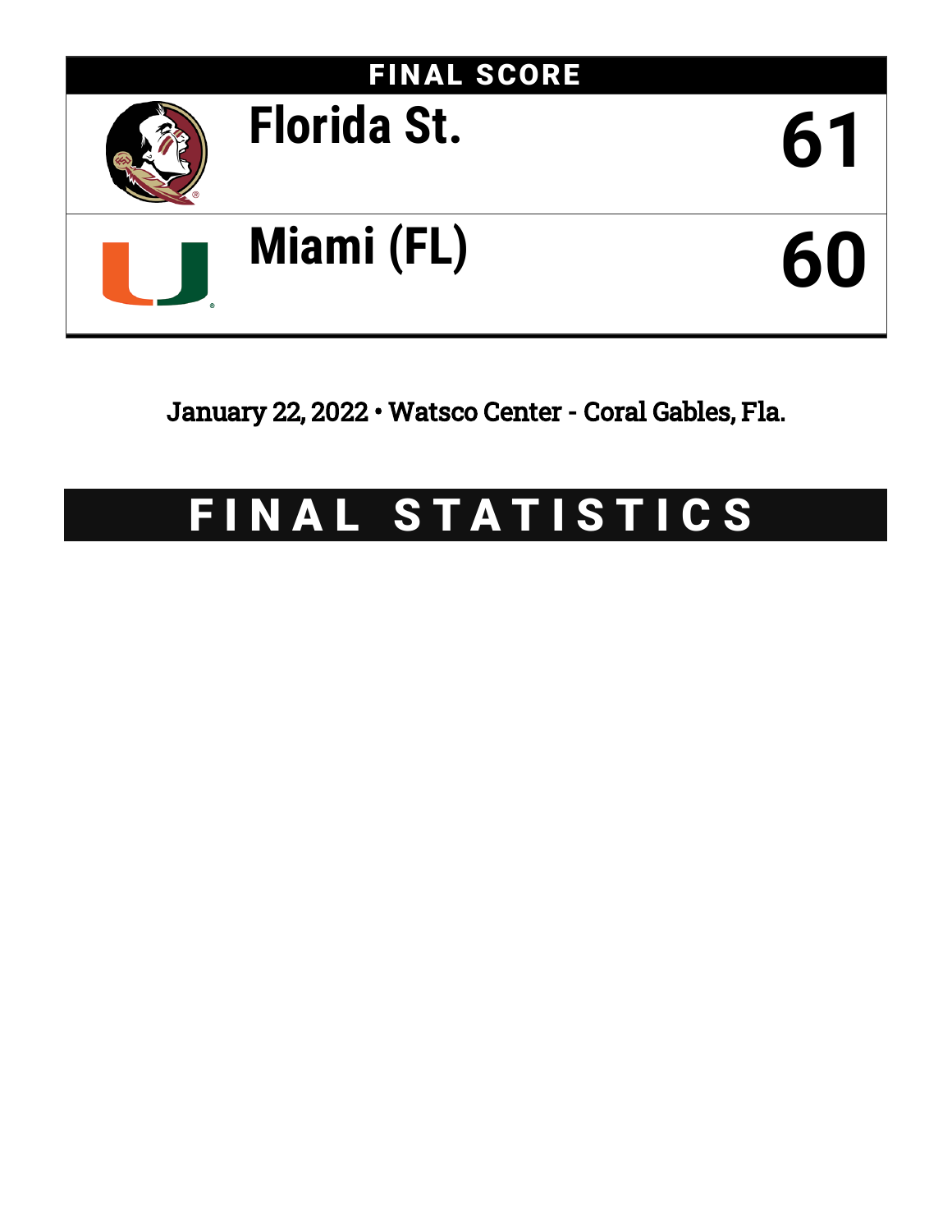# FINAL SCORE

| Team | Score |
| --- | --- |
| Florida St. | 61 |
| Miami (FL) | 60 |

January 22, 2022 • Watsco Center - Coral Gables, Fla.

# FINAL STATISTICS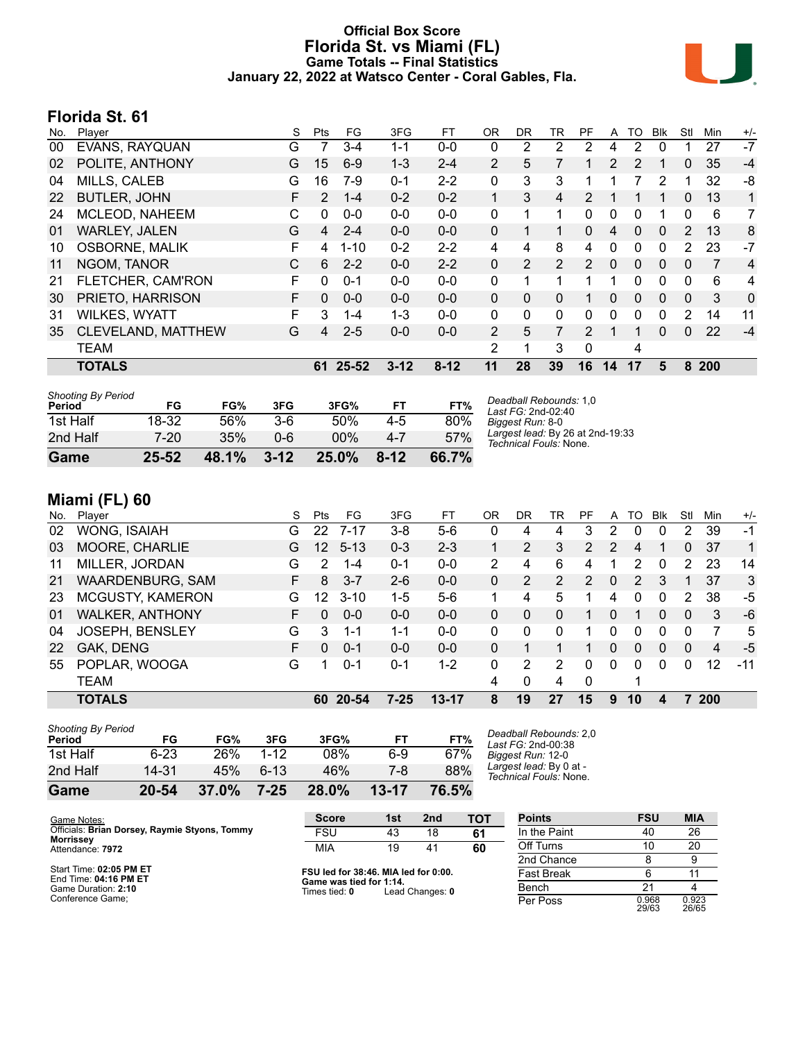# Official Box Score
## Florida St. vs Miami (FL)
### Game Totals -- Final Statistics
### January 22, 2022 at Watsco Center - Coral Gables, Fla.

## Florida St. 61

| No. | Player | S | Pts | FG | 3FG | FT | OR | DR | TR | PF | A | TO | Blk | Stl | Min | +/- |
|---|---|---|---|---|---|---|---|---|---|---|---|---|---|---|---|---|
| 00 | EVANS, RAYQUAN | G | 7 | 3-4 | 1-1 | 0-0 | 0 | 2 | 2 | 2 | 4 | 2 | 0 | 1 | 27 | -7 |
| 02 | POLITE, ANTHONY | G | 15 | 6-9 | 1-3 | 2-4 | 2 | 5 | 7 | 1 | 2 | 2 | 1 | 0 | 35 | -4 |
| 04 | MILLS, CALEB | G | 16 | 7-9 | 0-1 | 2-2 | 0 | 3 | 3 | 1 | 1 | 7 | 2 | 1 | 32 | -8 |
| 22 | BUTLER, JOHN | F | 2 | 1-4 | 0-2 | 0-2 | 1 | 3 | 4 | 2 | 1 | 1 | 1 | 0 | 13 | 1 |
| 24 | MCLEOD, NAHEEM | C | 0 | 0-0 | 0-0 | 0-0 | 0 | 1 | 1 | 0 | 0 | 0 | 1 | 0 | 6 | 7 |
| 01 | WARLEY, JALEN | G | 4 | 2-4 | 0-0 | 0-0 | 0 | 1 | 1 | 0 | 4 | 0 | 0 | 2 | 13 | 8 |
| 10 | OSBORNE, MALIK | F | 4 | 1-10 | 0-2 | 2-2 | 4 | 4 | 8 | 4 | 0 | 0 | 0 | 2 | 23 | -7 |
| 11 | NGOM, TANOR | C | 6 | 2-2 | 0-0 | 2-2 | 0 | 2 | 2 | 2 | 0 | 0 | 0 | 0 | 7 | 4 |
| 21 | FLETCHER, CAM'RON | F | 0 | 0-1 | 0-0 | 0-0 | 0 | 1 | 1 | 1 | 1 | 0 | 0 | 0 | 6 | 4 |
| 30 | PRIETO, HARRISON | F | 0 | 0-0 | 0-0 | 0-0 | 0 | 0 | 0 | 1 | 0 | 0 | 0 | 0 | 3 | 0 |
| 31 | WILKES, WYATT | F | 3 | 1-4 | 1-3 | 0-0 | 0 | 0 | 0 | 0 | 0 | 0 | 0 | 2 | 14 | 11 |
| 35 | CLEVELAND, MATTHEW | G | 4 | 2-5 | 0-0 | 0-0 | 2 | 5 | 7 | 2 | 1 | 1 | 0 | 0 | 22 | -4 |
| | TEAM | | | | | | 2 | 1 | 3 | 0 | | 4 | | | | |
| | **TOTALS** | | **61** | **25-52** | **3-12** | **8-12** | **11** | **28** | **39** | **16** | **14** | **17** | **5** | **8** | **200** | |

*Shooting By Period*

| Period | FG | FG% | 3FG | 3FG% | FT | FT% |
|---|---|---|---|---|---|---|
| 1st Half | 18-32 | 56% | 3-6 | 50% | 4-5 | 80% |
| 2nd Half | 7-20 | 35% | 0-6 | 00% | 4-7 | 57% |
| **Game** | **25-52** | **48.1%** | **3-12** | **25.0%** | **8-12** | **66.7%** |

*Deadball Rebounds:* 1,0
*Last FG:* 2nd-02:40
*Biggest Run:* 8-0
*Largest lead:* By 26 at 2nd-19:33
*Technical Fouls:* None.

## Miami (FL) 60

| No. | Player | S | Pts | FG | 3FG | FT | OR | DR | TR | PF | A | TO | Blk | Stl | Min | +/- |
|---|---|---|---|---|---|---|---|---|---|---|---|---|---|---|---|---|
| 02 | WONG, ISAIAH | G | 22 | 7-17 | 3-8 | 5-6 | 0 | 4 | 4 | 3 | 2 | 0 | 0 | 2 | 39 | -1 |
| 03 | MOORE, CHARLIE | G | 12 | 5-13 | 0-3 | 2-3 | 1 | 2 | 3 | 2 | 2 | 4 | 1 | 0 | 37 | 1 |
| 11 | MILLER, JORDAN | G | 2 | 1-4 | 0-1 | 0-0 | 2 | 4 | 6 | 4 | 1 | 2 | 0 | 2 | 23 | 14 |
| 21 | WAARDENBURG, SAM | F | 8 | 3-7 | 2-6 | 0-0 | 0 | 2 | 2 | 2 | 0 | 2 | 3 | 1 | 37 | 3 |
| 23 | MCGUSTY, KAMERON | G | 12 | 3-10 | 1-5 | 5-6 | 1 | 4 | 5 | 1 | 4 | 0 | 0 | 2 | 38 | -5 |
| 01 | WALKER, ANTHONY | F | 0 | 0-0 | 0-0 | 0-0 | 0 | 0 | 0 | 1 | 0 | 1 | 0 | 0 | 3 | -6 |
| 04 | JOSEPH, BENSLEY | G | 3 | 1-1 | 1-1 | 0-0 | 0 | 0 | 0 | 1 | 0 | 0 | 0 | 0 | 7 | 5 |
| 22 | GAK, DENG | F | 0 | 0-1 | 0-0 | 0-0 | 0 | 1 | 1 | 1 | 0 | 0 | 0 | 0 | 4 | -5 |
| 55 | POPLAR, WOOGA | G | 1 | 0-1 | 0-1 | 1-2 | 0 | 2 | 2 | 0 | 0 | 0 | 0 | 0 | 12 | -11 |
| | TEAM | | | | | | 4 | 0 | 4 | 0 | | 1 | | | | |
| | **TOTALS** | | **60** | **20-54** | **7-25** | **13-17** | **8** | **19** | **27** | **15** | **9** | **10** | **4** | **7** | **200** | |

*Shooting By Period*

| Period | FG | FG% | 3FG | 3FG% | FT | FT% |
|---|---|---|---|---|---|---|
| 1st Half | 6-23 | 26% | 1-12 | 08% | 6-9 | 67% |
| 2nd Half | 14-31 | 45% | 6-13 | 46% | 7-8 | 88% |
| **Game** | **20-54** | **37.0%** | **7-25** | **28.0%** | **13-17** | **76.5%** |

*Deadball Rebounds:* 2,0
*Last FG:* 2nd-00:38
*Biggest Run:* 12-0
*Largest lead:* By 0 at -
*Technical Fouls:* None.

Game Notes:
Officials: **Brian Dorsey, Raymie Styons, Tommy Morrissey**
Attendance: **7972**

Start Time: **02:05 PM ET**
End Time: **04:16 PM ET**
Game Duration: **2:10**
Conference Game;

| Score | 1st | 2nd | TOT |
|---|---|---|---|
| FSU | 43 | 18 | **61** |
| MIA | 19 | 41 | **60** |

**FSU led for 38:46. MIA led for 0:00.**
**Game was tied for 1:14.**
Times tied: **0** Lead Changes: **0**

| Points | FSU | MIA |
|---|---|---|
| In the Paint | 40 | 26 |
| Off Turns | 10 | 20 |
| 2nd Chance | 8 | 9 |
| Fast Break | 6 | 11 |
| Bench | 21 | 4 |
| Per Poss | 0.968 29/63 | 0.923 26/65 |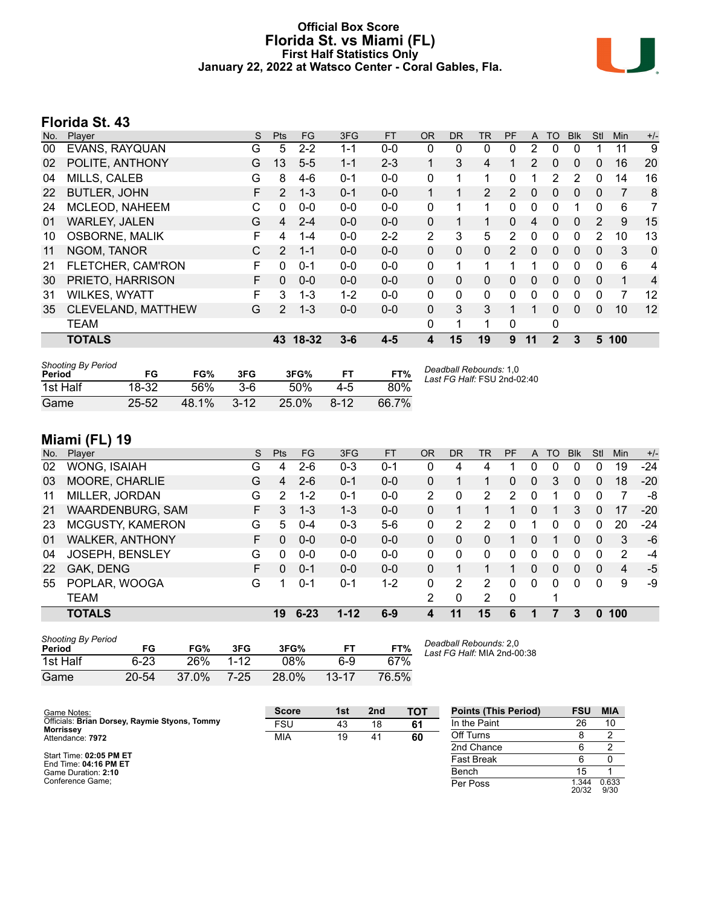# Official Box Score
## Florida St. vs Miami (FL)
### First Half Statistics Only
### January 22, 2022 at Watsco Center - Coral Gables, Fla.

## Florida St. 43

| No. | Player | S | Pts | FG | 3FG | FT | OR | DR | TR | PF | A | TO | Blk | Stl | Min | +/- |
|---|---|---|---|---|---|---|---|---|---|---|---|---|---|---|---|---|
| 00 | EVANS, RAYQUAN | G | 5 | 2-2 | 1-1 | 0-0 | 0 | 0 | 0 | 0 | 2 | 0 | 0 | 1 | 11 | 9 |
| 02 | POLITE, ANTHONY | G | 13 | 5-5 | 1-1 | 2-3 | 1 | 3 | 4 | 1 | 2 | 0 | 0 | 0 | 16 | 20 |
| 04 | MILLS, CALEB | G | 8 | 4-6 | 0-1 | 0-0 | 0 | 1 | 1 | 0 | 1 | 2 | 2 | 0 | 14 | 16 |
| 22 | BUTLER, JOHN | F | 2 | 1-3 | 0-1 | 0-0 | 1 | 1 | 2 | 2 | 0 | 0 | 0 | 0 | 7 | 8 |
| 24 | MCLEOD, NAHEEM | C | 0 | 0-0 | 0-0 | 0-0 | 0 | 1 | 1 | 0 | 0 | 0 | 1 | 0 | 6 | 7 |
| 01 | WARLEY, JALEN | G | 4 | 2-4 | 0-0 | 0-0 | 0 | 1 | 1 | 0 | 4 | 0 | 0 | 2 | 9 | 15 |
| 10 | OSBORNE, MALIK | F | 4 | 1-4 | 0-0 | 2-2 | 2 | 3 | 5 | 2 | 0 | 0 | 0 | 2 | 10 | 13 |
| 11 | NGOM, TANOR | C | 2 | 1-1 | 0-0 | 0-0 | 0 | 0 | 0 | 2 | 0 | 0 | 0 | 0 | 3 | 0 |
| 21 | FLETCHER, CAM'RON | F | 0 | 0-1 | 0-0 | 0-0 | 0 | 1 | 1 | 1 | 1 | 0 | 0 | 0 | 6 | 4 |
| 30 | PRIETO, HARRISON | F | 0 | 0-0 | 0-0 | 0-0 | 0 | 0 | 0 | 0 | 0 | 0 | 0 | 0 | 1 | 4 |
| 31 | WILKES, WYATT | F | 3 | 1-3 | 1-2 | 0-0 | 0 | 0 | 0 | 0 | 0 | 0 | 0 | 0 | 7 | 12 |
| 35 | CLEVELAND, MATTHEW | G | 2 | 1-3 | 0-0 | 0-0 | 0 | 3 | 3 | 1 | 1 | 0 | 0 | 0 | 10 | 12 |
| | TEAM | | | | | | 0 | 1 | 1 | 0 | | 0 | | | | |
| | **TOTALS** | | **43** | **18-32** | **3-6** | **4-5** | **4** | **15** | **19** | **9** | **11** | **2** | **3** | **5** | **100** | |

| Shooting By Period Period | FG | FG% | 3FG | 3FG% | FT | FT% |
|---|---|---|---|---|---|---|
| 1st Half | 18-32 | 56% | 3-6 | 50% | 4-5 | 80% |
| Game | 25-52 | 48.1% | 3-12 | 25.0% | 8-12 | 66.7% |

*Deadball Rebounds:* 1,0
*Last FG Half:* FSU 2nd-02:40

## Miami (FL) 19

| No. | Player | S | Pts | FG | 3FG | FT | OR | DR | TR | PF | A | TO | Blk | Stl | Min | +/- |
|---|---|---|---|---|---|---|---|---|---|---|---|---|---|---|---|---|
| 02 | WONG, ISAIAH | G | 4 | 2-6 | 0-3 | 0-1 | 0 | 4 | 4 | 1 | 0 | 0 | 0 | 0 | 19 | -24 |
| 03 | MOORE, CHARLIE | G | 4 | 2-6 | 0-1 | 0-0 | 0 | 1 | 1 | 0 | 0 | 3 | 0 | 0 | 18 | -20 |
| 11 | MILLER, JORDAN | G | 2 | 1-2 | 0-1 | 0-0 | 2 | 0 | 2 | 2 | 0 | 1 | 0 | 0 | 7 | -8 |
| 21 | WAARDENBURG, SAM | F | 3 | 1-3 | 1-3 | 0-0 | 0 | 1 | 1 | 1 | 0 | 1 | 3 | 0 | 17 | -20 |
| 23 | MCGUSTY, KAMERON | G | 5 | 0-4 | 0-3 | 5-6 | 0 | 2 | 2 | 0 | 1 | 0 | 0 | 0 | 20 | -24 |
| 01 | WALKER, ANTHONY | F | 0 | 0-0 | 0-0 | 0-0 | 0 | 0 | 0 | 1 | 0 | 1 | 0 | 0 | 3 | -6 |
| 04 | JOSEPH, BENSLEY | G | 0 | 0-0 | 0-0 | 0-0 | 0 | 0 | 0 | 0 | 0 | 0 | 0 | 0 | 2 | -4 |
| 22 | GAK, DENG | F | 0 | 0-1 | 0-0 | 0-0 | 0 | 1 | 1 | 1 | 0 | 0 | 0 | 0 | 4 | -5 |
| 55 | POPLAR, WOOGA | G | 1 | 0-1 | 0-1 | 1-2 | 0 | 2 | 2 | 0 | 0 | 0 | 0 | 0 | 9 | -9 |
| | TEAM | | | | | | 2 | 0 | 2 | 0 | | 1 | | | | |
| | **TOTALS** | | **19** | **6-23** | **1-12** | **6-9** | **4** | **11** | **15** | **6** | **1** | **7** | **3** | **0** | **100** | |

| Shooting By Period Period | FG | FG% | 3FG | 3FG% | FT | FT% |
|---|---|---|---|---|---|---|
| 1st Half | 6-23 | 26% | 1-12 | 08% | 6-9 | 67% |
| Game | 20-54 | 37.0% | 7-25 | 28.0% | 13-17 | 76.5% |

*Deadball Rebounds:* 2,0
*Last FG Half:* MIA 2nd-00:38

Game Notes:
Officials: **Brian Dorsey, Raymie Styons, Tommy Morrissey**
Attendance: **7972**

Start Time: **02:05 PM ET**
End Time: **04:16 PM ET**
Game Duration: **2:10**
Conference Game;

| Score | 1st | 2nd | TOT |
|---|---|---|---|
| FSU | 43 | 18 | **61** |
| MIA | 19 | 41 | **60** |

| Points (This Period) | FSU | MIA |
|---|---|---|
| In the Paint | 26 | 10 |
| Off Turns | 8 | 2 |
| 2nd Chance | 6 | 2 |
| Fast Break | 6 | 0 |
| Bench | 15 | 1 |
| Per Poss | 1.344 20/32 | 0.633 9/30 |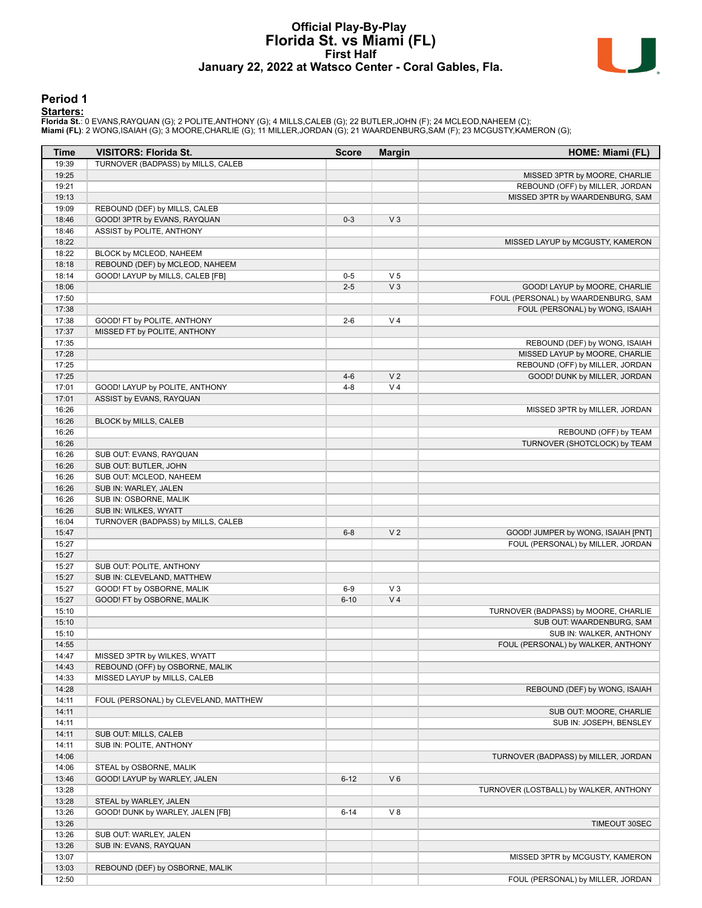# Official Play-By-Play
## Florida St. vs Miami (FL)
### First Half
### January 22, 2022 at Watsco Center - Coral Gables, Fla.

## Period 1

**Starters:**

**Florida St.**: 0 EVANS,RAYQUAN (G); 2 POLITE,ANTHONY (G); 4 MILLS,CALEB (G); 22 BUTLER,JOHN (F); 24 MCLEOD,NAHEEM (C);
**Miami (FL)**: 2 WONG,ISAIAH (G); 3 MOORE,CHARLIE (G); 11 MILLER,JORDAN (G); 21 WAARDENBURG,SAM (F); 23 MCGUSTY,KAMERON (G);

| Time | VISITORS: Florida St. | Score | Margin | HOME: Miami (FL) |
|---|---|---|---|---|
| 19:39 | TURNOVER (BADPASS) by MILLS, CALEB | | | |
| 19:25 | | | | MISSED 3PTR by MOORE, CHARLIE |
| 19:21 | | | | REBOUND (OFF) by MILLER, JORDAN |
| 19:13 | | | | MISSED 3PTR by WAARDENBURG, SAM |
| 19:09 | REBOUND (DEF) by MILLS, CALEB | | | |
| 18:46 | GOOD! 3PTR by EVANS, RAYQUAN | 0-3 | V 3 | |
| 18:46 | ASSIST by POLITE, ANTHONY | | | |
| 18:22 | | | | MISSED LAYUP by MCGUSTY, KAMERON |
| 18:22 | BLOCK by MCLEOD, NAHEEM | | | |
| 18:18 | REBOUND (DEF) by MCLEOD, NAHEEM | | | |
| 18:14 | GOOD! LAYUP by MILLS, CALEB [FB] | 0-5 | V 5 | |
| 18:06 | | 2-5 | V 3 | GOOD! LAYUP by MOORE, CHARLIE |
| 17:50 | | | | FOUL (PERSONAL) by WAARDENBURG, SAM |
| 17:38 | | | | FOUL (PERSONAL) by WONG, ISAIAH |
| 17:38 | GOOD! FT by POLITE, ANTHONY | 2-6 | V 4 | |
| 17:37 | MISSED FT by POLITE, ANTHONY | | | |
| 17:35 | | | | REBOUND (DEF) by WONG, ISAIAH |
| 17:28 | | | | MISSED LAYUP by MOORE, CHARLIE |
| 17:25 | | | | REBOUND (OFF) by MILLER, JORDAN |
| 17:25 | | 4-6 | V 2 | GOOD! DUNK by MILLER, JORDAN |
| 17:01 | GOOD! LAYUP by POLITE, ANTHONY | 4-8 | V 4 | |
| 17:01 | ASSIST by EVANS, RAYQUAN | | | |
| 16:26 | | | | MISSED 3PTR by MILLER, JORDAN |
| 16:26 | BLOCK by MILLS, CALEB | | | |
| 16:26 | | | | REBOUND (OFF) by TEAM |
| 16:26 | | | | TURNOVER (SHOTCLOCK) by TEAM |
| 16:26 | SUB OUT: EVANS, RAYQUAN | | | |
| 16:26 | SUB OUT: BUTLER, JOHN | | | |
| 16:26 | SUB OUT: MCLEOD, NAHEEM | | | |
| 16:26 | SUB IN: WARLEY, JALEN | | | |
| 16:26 | SUB IN: OSBORNE, MALIK | | | |
| 16:26 | SUB IN: WILKES, WYATT | | | |
| 16:04 | TURNOVER (BADPASS) by MILLS, CALEB | | | |
| 15:47 | | 6-8 | V 2 | GOOD! JUMPER by WONG, ISAIAH [PNT] |
| 15:27 | | | | FOUL (PERSONAL) by MILLER, JORDAN |
| 15:27 | | | | |
| 15:27 | SUB OUT: POLITE, ANTHONY | | | |
| 15:27 | SUB IN: CLEVELAND, MATTHEW | | | |
| 15:27 | GOOD! FT by OSBORNE, MALIK | 6-9 | V 3 | |
| 15:27 | GOOD! FT by OSBORNE, MALIK | 6-10 | V 4 | |
| 15:10 | | | | TURNOVER (BADPASS) by MOORE, CHARLIE |
| 15:10 | | | | SUB OUT: WAARDENBURG, SAM |
| 15:10 | | | | SUB IN: WALKER, ANTHONY |
| 14:55 | | | | FOUL (PERSONAL) by WALKER, ANTHONY |
| 14:47 | MISSED 3PTR by WILKES, WYATT | | | |
| 14:43 | REBOUND (OFF) by OSBORNE, MALIK | | | |
| 14:33 | MISSED LAYUP by MILLS, CALEB | | | |
| 14:28 | | | | REBOUND (DEF) by WONG, ISAIAH |
| 14:11 | FOUL (PERSONAL) by CLEVELAND, MATTHEW | | | |
| 14:11 | | | | SUB OUT: MOORE, CHARLIE |
| 14:11 | | | | SUB IN: JOSEPH, BENSLEY |
| 14:11 | SUB OUT: MILLS, CALEB | | | |
| 14:11 | SUB IN: POLITE, ANTHONY | | | |
| 14:06 | | | | TURNOVER (BADPASS) by MILLER, JORDAN |
| 14:06 | STEAL by OSBORNE, MALIK | | | |
| 13:46 | GOOD! LAYUP by WARLEY, JALEN | 6-12 | V 6 | |
| 13:28 | | | | TURNOVER (LOSTBALL) by WALKER, ANTHONY |
| 13:28 | STEAL by WARLEY, JALEN | | | |
| 13:26 | GOOD! DUNK by WARLEY, JALEN [FB] | 6-14 | V 8 | |
| 13:26 | | | | TIMEOUT 30SEC |
| 13:26 | SUB OUT: WARLEY, JALEN | | | |
| 13:26 | SUB IN: EVANS, RAYQUAN | | | |
| 13:07 | | | | MISSED 3PTR by MCGUSTY, KAMERON |
| 13:03 | REBOUND (DEF) by OSBORNE, MALIK | | | |
| 12:50 | | | | FOUL (PERSONAL) by MILLER, JORDAN |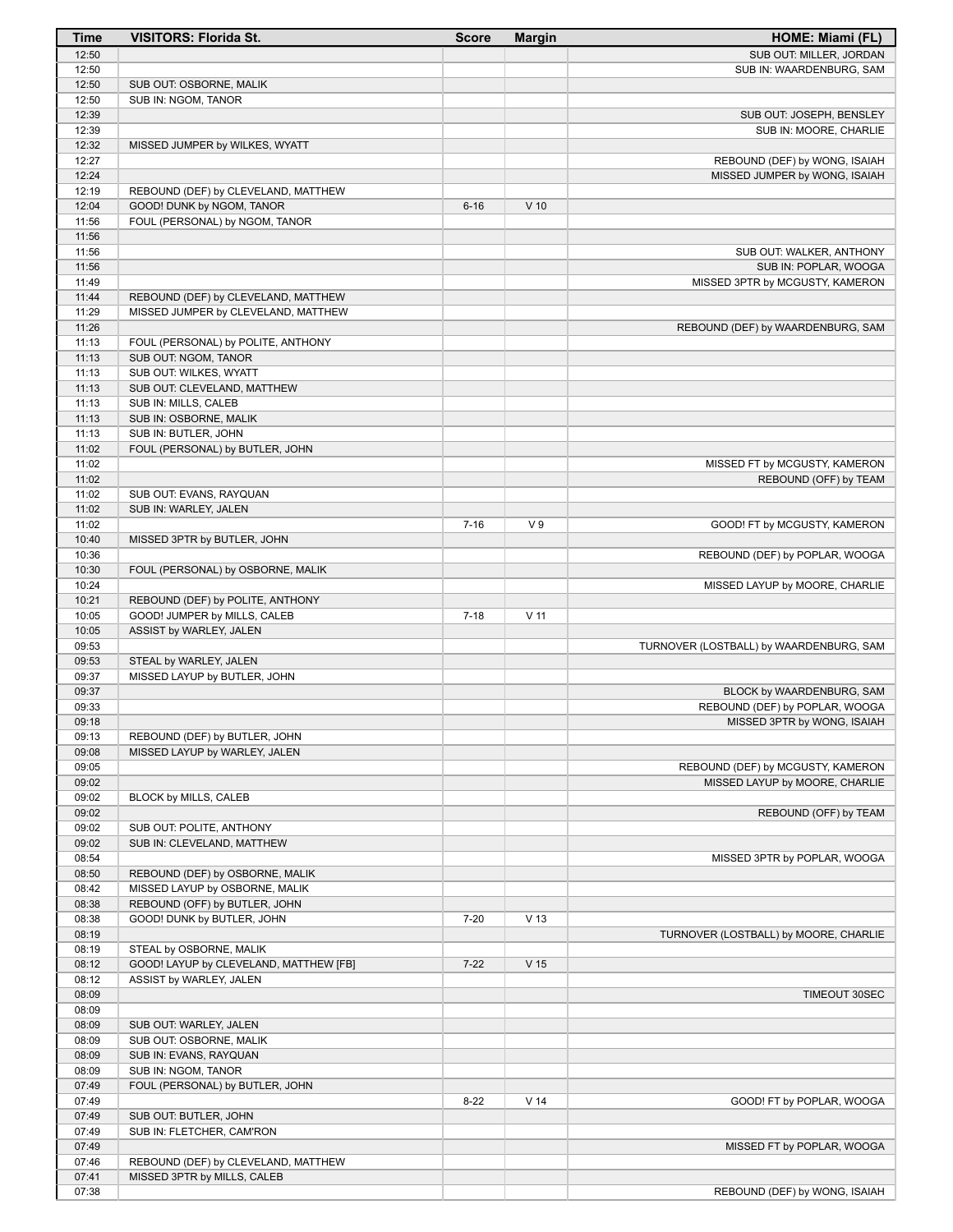| Time | VISITORS: Florida St. | Score | Margin | HOME: Miami (FL) |
| --- | --- | --- | --- | --- |
| 12:50 | | | | SUB OUT: MILLER, JORDAN |
| 12:50 | | | | SUB IN: WAARDENBURG, SAM |
| 12:50 | SUB OUT: OSBORNE, MALIK | | | |
| 12:50 | SUB IN: NGOM, TANOR | | | |
| 12:39 | | | | SUB OUT: JOSEPH, BENSLEY |
| 12:39 | | | | SUB IN: MOORE, CHARLIE |
| 12:32 | MISSED JUMPER by WILKES, WYATT | | | |
| 12:27 | | | | REBOUND (DEF) by WONG, ISAIAH |
| 12:24 | | | | MISSED JUMPER by WONG, ISAIAH |
| 12:19 | REBOUND (DEF) by CLEVELAND, MATTHEW | | | |
| 12:04 | GOOD! DUNK by NGOM, TANOR | 6-16 | V 10 | |
| 11:56 | FOUL (PERSONAL) by NGOM, TANOR | | | |
| 11:56 | | | | |
| 11:56 | | | | SUB OUT: WALKER, ANTHONY |
| 11:56 | | | | SUB IN: POPLAR, WOOGA |
| 11:49 | | | | MISSED 3PTR by MCGUSTY, KAMERON |
| 11:44 | REBOUND (DEF) by CLEVELAND, MATTHEW | | | |
| 11:29 | MISSED JUMPER by CLEVELAND, MATTHEW | | | |
| 11:26 | | | | REBOUND (DEF) by WAARDENBURG, SAM |
| 11:13 | FOUL (PERSONAL) by POLITE, ANTHONY | | | |
| 11:13 | SUB OUT: NGOM, TANOR | | | |
| 11:13 | SUB OUT: WILKES, WYATT | | | |
| 11:13 | SUB OUT: CLEVELAND, MATTHEW | | | |
| 11:13 | SUB IN: MILLS, CALEB | | | |
| 11:13 | SUB IN: OSBORNE, MALIK | | | |
| 11:13 | SUB IN: BUTLER, JOHN | | | |
| 11:02 | FOUL (PERSONAL) by BUTLER, JOHN | | | |
| 11:02 | | | | MISSED FT by MCGUSTY, KAMERON |
| 11:02 | | | | REBOUND (OFF) by TEAM |
| 11:02 | SUB OUT: EVANS, RAYQUAN | | | |
| 11:02 | SUB IN: WARLEY, JALEN | | | |
| 11:02 | | 7-16 | V 9 | GOOD! FT by MCGUSTY, KAMERON |
| 10:40 | MISSED 3PTR by BUTLER, JOHN | | | |
| 10:36 | | | | REBOUND (DEF) by POPLAR, WOOGA |
| 10:30 | FOUL (PERSONAL) by OSBORNE, MALIK | | | |
| 10:24 | | | | MISSED LAYUP by MOORE, CHARLIE |
| 10:21 | REBOUND (DEF) by POLITE, ANTHONY | | | |
| 10:05 | GOOD! JUMPER by MILLS, CALEB | 7-18 | V 11 | |
| 10:05 | ASSIST by WARLEY, JALEN | | | |
| 09:53 | | | | TURNOVER (LOSTBALL) by WAARDENBURG, SAM |
| 09:53 | STEAL by WARLEY, JALEN | | | |
| 09:37 | MISSED LAYUP by BUTLER, JOHN | | | |
| 09:37 | | | | BLOCK by WAARDENBURG, SAM |
| 09:33 | | | | REBOUND (DEF) by POPLAR, WOOGA |
| 09:18 | | | | MISSED 3PTR by WONG, ISAIAH |
| 09:13 | REBOUND (DEF) by BUTLER, JOHN | | | |
| 09:08 | MISSED LAYUP by WARLEY, JALEN | | | |
| 09:05 | | | | REBOUND (DEF) by MCGUSTY, KAMERON |
| 09:02 | | | | MISSED LAYUP by MOORE, CHARLIE |
| 09:02 | BLOCK by MILLS, CALEB | | | |
| 09:02 | | | | REBOUND (OFF) by TEAM |
| 09:02 | SUB OUT: POLITE, ANTHONY | | | |
| 09:02 | SUB IN: CLEVELAND, MATTHEW | | | |
| 08:54 | | | | MISSED 3PTR by POPLAR, WOOGA |
| 08:50 | REBOUND (DEF) by OSBORNE, MALIK | | | |
| 08:42 | MISSED LAYUP by OSBORNE, MALIK | | | |
| 08:38 | REBOUND (OFF) by BUTLER, JOHN | | | |
| 08:38 | GOOD! DUNK by BUTLER, JOHN | 7-20 | V 13 | |
| 08:19 | | | | TURNOVER (LOSTBALL) by MOORE, CHARLIE |
| 08:19 | STEAL by OSBORNE, MALIK | | | |
| 08:12 | GOOD! LAYUP by CLEVELAND, MATTHEW [FB] | 7-22 | V 15 | |
| 08:12 | ASSIST by WARLEY, JALEN | | | |
| 08:09 | | | | TIMEOUT 30SEC |
| 08:09 | | | | |
| 08:09 | SUB OUT: WARLEY, JALEN | | | |
| 08:09 | SUB OUT: OSBORNE, MALIK | | | |
| 08:09 | SUB IN: EVANS, RAYQUAN | | | |
| 08:09 | SUB IN: NGOM, TANOR | | | |
| 07:49 | FOUL (PERSONAL) by BUTLER, JOHN | | | |
| 07:49 | | 8-22 | V 14 | GOOD! FT by POPLAR, WOOGA |
| 07:49 | SUB OUT: BUTLER, JOHN | | | |
| 07:49 | SUB IN: FLETCHER, CAM'RON | | | |
| 07:49 | | | | MISSED FT by POPLAR, WOOGA |
| 07:46 | REBOUND (DEF) by CLEVELAND, MATTHEW | | | |
| 07:41 | MISSED 3PTR by MILLS, CALEB | | | |
| 07:38 | | | | REBOUND (DEF) by WONG, ISAIAH |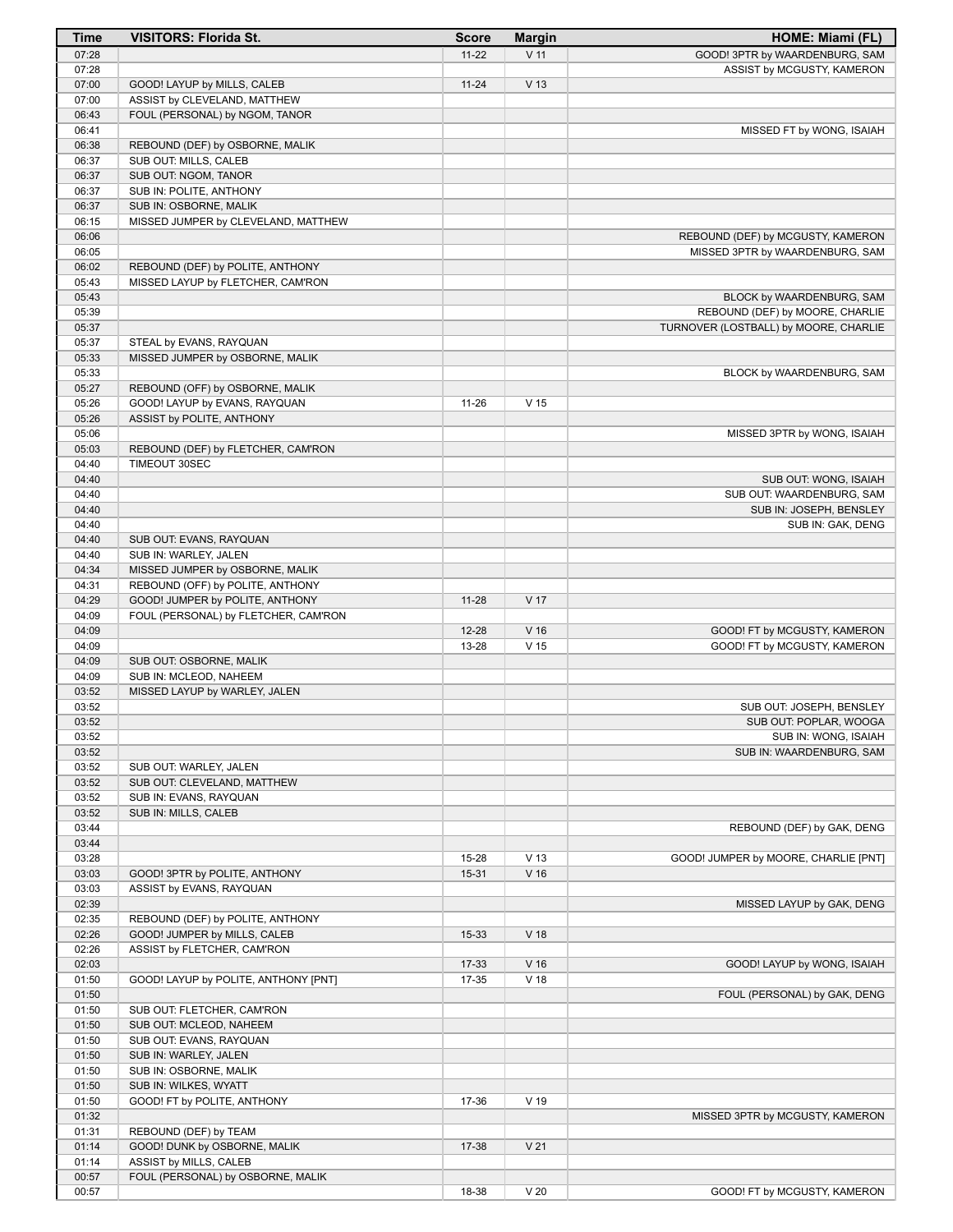| Time | VISITORS: Florida St. | Score | Margin | HOME: Miami (FL) |
| --- | --- | --- | --- | --- |
| 07:28 | | 11-22 | V 11 | GOOD! 3PTR by WAARDENBURG, SAM |
| 07:28 | | | | ASSIST by MCGUSTY, KAMERON |
| 07:00 | GOOD! LAYUP by MILLS, CALEB | 11-24 | V 13 | |
| 07:00 | ASSIST by CLEVELAND, MATTHEW | | | |
| 06:43 | FOUL (PERSONAL) by NGOM, TANOR | | | |
| 06:41 | | | | MISSED FT by WONG, ISAIAH |
| 06:38 | REBOUND (DEF) by OSBORNE, MALIK | | | |
| 06:37 | SUB OUT: MILLS, CALEB | | | |
| 06:37 | SUB OUT: NGOM, TANOR | | | |
| 06:37 | SUB IN: POLITE, ANTHONY | | | |
| 06:37 | SUB IN: OSBORNE, MALIK | | | |
| 06:15 | MISSED JUMPER by CLEVELAND, MATTHEW | | | |
| 06:06 | | | | REBOUND (DEF) by MCGUSTY, KAMERON |
| 06:05 | | | | MISSED 3PTR by WAARDENBURG, SAM |
| 06:02 | REBOUND (DEF) by POLITE, ANTHONY | | | |
| 05:43 | MISSED LAYUP by FLETCHER, CAM'RON | | | |
| 05:43 | | | | BLOCK by WAARDENBURG, SAM |
| 05:39 | | | | REBOUND (DEF) by MOORE, CHARLIE |
| 05:37 | | | | TURNOVER (LOSTBALL) by MOORE, CHARLIE |
| 05:37 | STEAL by EVANS, RAYQUAN | | | |
| 05:33 | MISSED JUMPER by OSBORNE, MALIK | | | |
| 05:33 | | | | BLOCK by WAARDENBURG, SAM |
| 05:27 | REBOUND (OFF) by OSBORNE, MALIK | | | |
| 05:26 | GOOD! LAYUP by EVANS, RAYQUAN | 11-26 | V 15 | |
| 05:26 | ASSIST by POLITE, ANTHONY | | | |
| 05:06 | | | | MISSED 3PTR by WONG, ISAIAH |
| 05:03 | REBOUND (DEF) by FLETCHER, CAM'RON | | | |
| 04:40 | TIMEOUT 30SEC | | | |
| 04:40 | | | | SUB OUT: WONG, ISAIAH |
| 04:40 | | | | SUB OUT: WAARDENBURG, SAM |
| 04:40 | | | | SUB IN: JOSEPH, BENSLEY |
| 04:40 | | | | SUB IN: GAK, DENG |
| 04:40 | SUB OUT: EVANS, RAYQUAN | | | |
| 04:40 | SUB IN: WARLEY, JALEN | | | |
| 04:34 | MISSED JUMPER by OSBORNE, MALIK | | | |
| 04:31 | REBOUND (OFF) by POLITE, ANTHONY | | | |
| 04:29 | GOOD! JUMPER by POLITE, ANTHONY | 11-28 | V 17 | |
| 04:09 | FOUL (PERSONAL) by FLETCHER, CAM'RON | | | |
| 04:09 | | 12-28 | V 16 | GOOD! FT by MCGUSTY, KAMERON |
| 04:09 | | 13-28 | V 15 | GOOD! FT by MCGUSTY, KAMERON |
| 04:09 | SUB OUT: OSBORNE, MALIK | | | |
| 04:09 | SUB IN: MCLEOD, NAHEEM | | | |
| 03:52 | MISSED LAYUP by WARLEY, JALEN | | | |
| 03:52 | | | | SUB OUT: JOSEPH, BENSLEY |
| 03:52 | | | | SUB OUT: POPLAR, WOOGA |
| 03:52 | | | | SUB IN: WONG, ISAIAH |
| 03:52 | | | | SUB IN: WAARDENBURG, SAM |
| 03:52 | SUB OUT: WARLEY, JALEN | | | |
| 03:52 | SUB OUT: CLEVELAND, MATTHEW | | | |
| 03:52 | SUB IN: EVANS, RAYQUAN | | | |
| 03:52 | SUB IN: MILLS, CALEB | | | |
| 03:44 | | | | REBOUND (DEF) by GAK, DENG |
| 03:44 | | | | |
| 03:28 | | 15-28 | V 13 | GOOD! JUMPER by MOORE, CHARLIE [PNT] |
| 03:03 | GOOD! 3PTR by POLITE, ANTHONY | 15-31 | V 16 | |
| 03:03 | ASSIST by EVANS, RAYQUAN | | | |
| 02:39 | | | | MISSED LAYUP by GAK, DENG |
| 02:35 | REBOUND (DEF) by POLITE, ANTHONY | | | |
| 02:26 | GOOD! JUMPER by MILLS, CALEB | 15-33 | V 18 | |
| 02:26 | ASSIST by FLETCHER, CAM'RON | | | |
| 02:03 | | 17-33 | V 16 | GOOD! LAYUP by WONG, ISAIAH |
| 01:50 | GOOD! LAYUP by POLITE, ANTHONY [PNT] | 17-35 | V 18 | |
| 01:50 | | | | FOUL (PERSONAL) by GAK, DENG |
| 01:50 | SUB OUT: FLETCHER, CAM'RON | | | |
| 01:50 | SUB OUT: MCLEOD, NAHEEM | | | |
| 01:50 | SUB OUT: EVANS, RAYQUAN | | | |
| 01:50 | SUB IN: WARLEY, JALEN | | | |
| 01:50 | SUB IN: OSBORNE, MALIK | | | |
| 01:50 | SUB IN: WILKES, WYATT | | | |
| 01:50 | GOOD! FT by POLITE, ANTHONY | 17-36 | V 19 | |
| 01:32 | | | | MISSED 3PTR by MCGUSTY, KAMERON |
| 01:31 | REBOUND (DEF) by TEAM | | | |
| 01:14 | GOOD! DUNK by OSBORNE, MALIK | 17-38 | V 21 | |
| 01:14 | ASSIST by MILLS, CALEB | | | |
| 00:57 | FOUL (PERSONAL) by OSBORNE, MALIK | | | |
| 00:57 | | 18-38 | V 20 | GOOD! FT by MCGUSTY, KAMERON |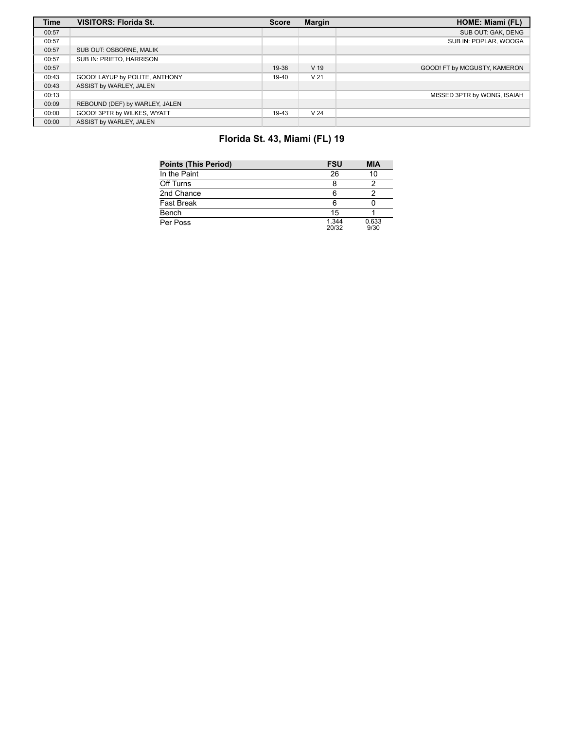| Time | VISITORS: Florida St. | Score | Margin | HOME: Miami (FL) |
| --- | --- | --- | --- | --- |
| 00:57 | | | | SUB OUT: GAK, DENG |
| 00:57 | | | | SUB IN: POPLAR, WOOGA |
| 00:57 | SUB OUT: OSBORNE, MALIK | | | |
| 00:57 | SUB IN: PRIETO, HARRISON | | | |
| 00:57 | | 19-38 | V 19 | GOOD! FT by MCGUSTY, KAMERON |
| 00:43 | GOOD! LAYUP by POLITE, ANTHONY | 19-40 | V 21 | |
| 00:43 | ASSIST by WARLEY, JALEN | | | |
| 00:13 | | | | MISSED 3PTR by WONG, ISAIAH |
| 00:09 | REBOUND (DEF) by WARLEY, JALEN | | | |
| 00:00 | GOOD! 3PTR by WILKES, WYATT | 19-43 | V 24 | |
| 00:00 | ASSIST by WARLEY, JALEN | | | |

## Florida St. 43, Miami (FL) 19

| Points (This Period) | FSU | MIA |
| --- | --- | --- |
| In the Paint | 26 | 10 |
| Off Turns | 8 | 2 |
| 2nd Chance | 6 | 2 |
| Fast Break | 6 | 0 |
| Bench | 15 | 1 |
| Per Poss | 1.344 20/32 | 0.633 9/30 |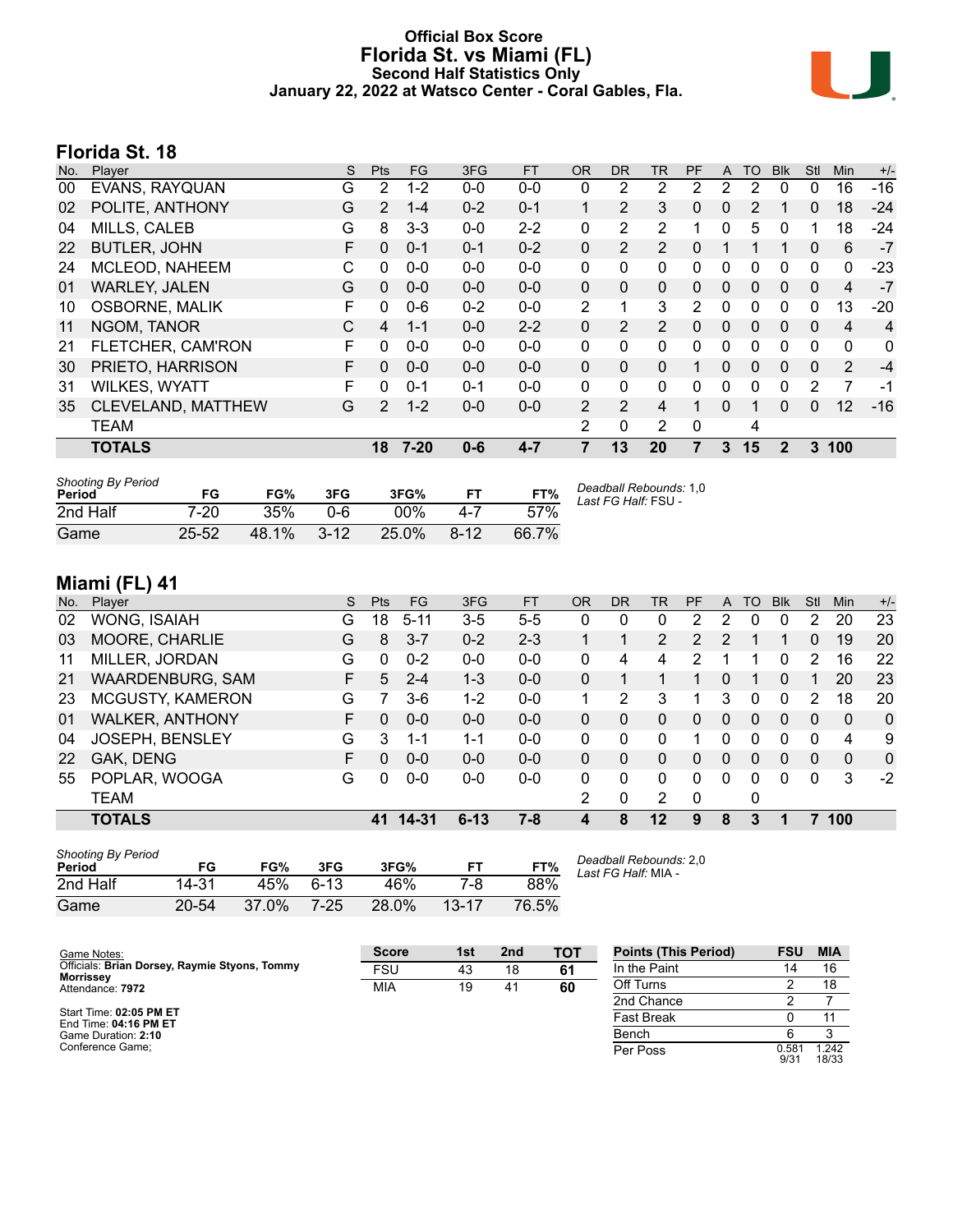# Official Box Score
# Florida St. vs Miami (FL)
## Second Half Statistics Only
## January 22, 2022 at Watsco Center - Coral Gables, Fla.

## Florida St. 18

| No. | Player | S | Pts | FG | 3FG | FT | OR | DR | TR | PF | A | TO | Blk | Stl | Min | +/- |
|---|---|---|---|---|---|---|---|---|---|---|---|---|---|---|---|---|
| 00 | EVANS, RAYQUAN | G | 2 | 1-2 | 0-0 | 0-0 | 0 | 2 | 2 | 2 | 2 | 2 | 0 | 0 | 16 | -16 |
| 02 | POLITE, ANTHONY | G | 2 | 1-4 | 0-2 | 0-1 | 1 | 2 | 3 | 0 | 0 | 2 | 1 | 0 | 18 | -24 |
| 04 | MILLS, CALEB | G | 8 | 3-3 | 0-0 | 2-2 | 0 | 2 | 2 | 1 | 0 | 5 | 0 | 1 | 18 | -24 |
| 22 | BUTLER, JOHN | F | 0 | 0-1 | 0-1 | 0-2 | 0 | 2 | 2 | 0 | 1 | 1 | 1 | 0 | 6 | -7 |
| 24 | MCLEOD, NAHEEM | C | 0 | 0-0 | 0-0 | 0-0 | 0 | 0 | 0 | 0 | 0 | 0 | 0 | 0 | 0 | -23 |
| 01 | WARLEY, JALEN | G | 0 | 0-0 | 0-0 | 0-0 | 0 | 0 | 0 | 0 | 0 | 0 | 0 | 0 | 4 | -7 |
| 10 | OSBORNE, MALIK | F | 0 | 0-6 | 0-2 | 0-0 | 2 | 1 | 3 | 2 | 0 | 0 | 0 | 0 | 13 | -20 |
| 11 | NGOM, TANOR | C | 4 | 1-1 | 0-0 | 2-2 | 0 | 2 | 2 | 0 | 0 | 0 | 0 | 0 | 4 | 4 |
| 21 | FLETCHER, CAM'RON | F | 0 | 0-0 | 0-0 | 0-0 | 0 | 0 | 0 | 0 | 0 | 0 | 0 | 0 | 0 | 0 |
| 30 | PRIETO, HARRISON | F | 0 | 0-0 | 0-0 | 0-0 | 0 | 0 | 0 | 1 | 0 | 0 | 0 | 0 | 2 | -4 |
| 31 | WILKES, WYATT | F | 0 | 0-1 | 0-1 | 0-0 | 0 | 0 | 0 | 0 | 0 | 0 | 0 | 2 | 7 | -1 |
| 35 | CLEVELAND, MATTHEW | G | 2 | 1-2 | 0-0 | 0-0 | 2 | 2 | 4 | 1 | 0 | 1 | 0 | 0 | 12 | -16 |
| | TEAM | | | | | | 2 | 0 | 2 | 0 | | 4 | | | | |
| | **TOTALS** | | **18** | **7-20** | **0-6** | **4-7** | **7** | **13** | **20** | **7** | **3** | **15** | **2** | **3** | **100** | |

*Shooting By Period*

| Period | FG | FG% | 3FG | 3FG% | FT | FT% |
|---|---|---|---|---|---|---|
| 2nd Half | 7-20 | 35% | 0-6 | 00% | 4-7 | 57% |
| Game | 25-52 | 48.1% | 3-12 | 25.0% | 8-12 | 66.7% |

*Deadball Rebounds:* 1,0
*Last FG Half:* FSU -

## Miami (FL) 41

| No. | Player | S | Pts | FG | 3FG | FT | OR | DR | TR | PF | A | TO | Blk | Stl | Min | +/- |
|---|---|---|---|---|---|---|---|---|---|---|---|---|---|---|---|---|
| 02 | WONG, ISAIAH | G | 18 | 5-11 | 3-5 | 5-5 | 0 | 0 | 0 | 2 | 2 | 0 | 0 | 2 | 20 | 23 |
| 03 | MOORE, CHARLIE | G | 8 | 3-7 | 0-2 | 2-3 | 1 | 1 | 2 | 2 | 2 | 1 | 1 | 0 | 19 | 20 |
| 11 | MILLER, JORDAN | G | 0 | 0-2 | 0-0 | 0-0 | 0 | 4 | 4 | 2 | 1 | 1 | 0 | 2 | 16 | 22 |
| 21 | WAARDENBURG, SAM | F | 5 | 2-4 | 1-3 | 0-0 | 0 | 1 | 1 | 1 | 0 | 1 | 0 | 1 | 20 | 23 |
| 23 | MCGUSTY, KAMERON | G | 7 | 3-6 | 1-2 | 0-0 | 1 | 2 | 3 | 1 | 3 | 0 | 0 | 2 | 18 | 20 |
| 01 | WALKER, ANTHONY | F | 0 | 0-0 | 0-0 | 0-0 | 0 | 0 | 0 | 0 | 0 | 0 | 0 | 0 | 0 | 0 |
| 04 | JOSEPH, BENSLEY | G | 3 | 1-1 | 1-1 | 0-0 | 0 | 0 | 0 | 1 | 0 | 0 | 0 | 0 | 4 | 9 |
| 22 | GAK, DENG | F | 0 | 0-0 | 0-0 | 0-0 | 0 | 0 | 0 | 0 | 0 | 0 | 0 | 0 | 0 | 0 |
| 55 | POPLAR, WOOGA | G | 0 | 0-0 | 0-0 | 0-0 | 0 | 0 | 0 | 0 | 0 | 0 | 0 | 0 | 3 | -2 |
| | TEAM | | | | | | 2 | 0 | 2 | 0 | | 0 | | | | |
| | **TOTALS** | | **41** | **14-31** | **6-13** | **7-8** | **4** | **8** | **12** | **9** | **8** | **3** | **1** | **7** | **100** | |

*Shooting By Period*

| Period | FG | FG% | 3FG | 3FG% | FT | FT% |
|---|---|---|---|---|---|---|
| 2nd Half | 14-31 | 45% | 6-13 | 46% | 7-8 | 88% |
| Game | 20-54 | 37.0% | 7-25 | 28.0% | 13-17 | 76.5% |

*Deadball Rebounds:* 2,0
*Last FG Half:* MIA -

Game Notes:
Officials: **Brian Dorsey, Raymie Styons, Tommy Morrissey**
Attendance: **7972**

Start Time: **02:05 PM ET**
End Time: **04:16 PM ET**
Game Duration: **2:10**
Conference Game;

| Score | 1st | 2nd | TOT |
|---|---|---|---|
| FSU | 43 | 18 | **61** |
| MIA | 19 | 41 | **60** |

| Points (This Period) | FSU | MIA |
|---|---|---|
| In the Paint | 14 | 16 |
| Off Turns | 2 | 18 |
| 2nd Chance | 2 | 7 |
| Fast Break | 0 | 11 |
| Bench | 6 | 3 |
| Per Poss | 0.581 9/31 | 1.242 18/33 |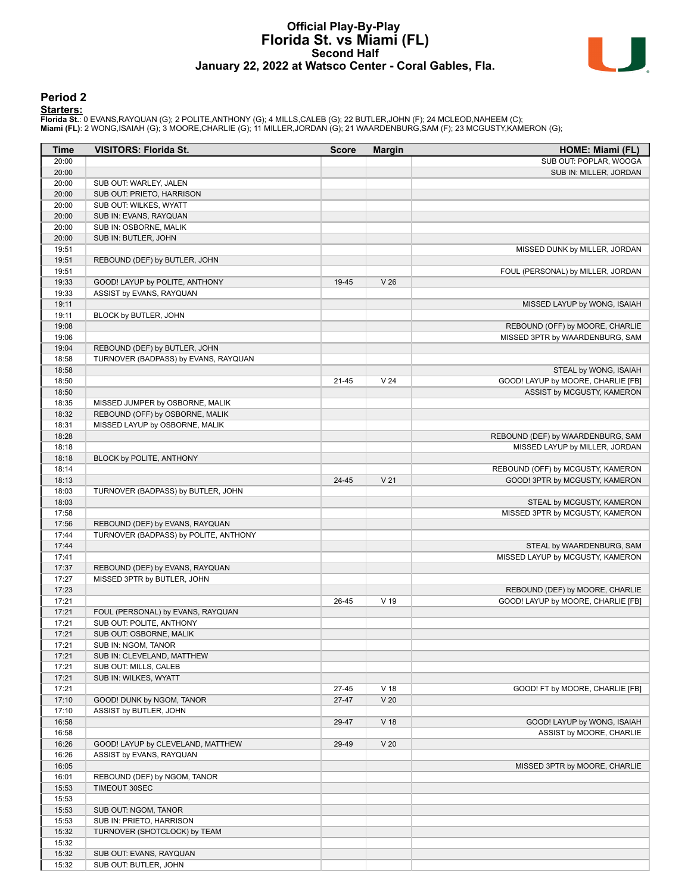# Official Play-By-Play
## Florida St. vs Miami (FL)
### Second Half
### January 22, 2022 at Watsco Center - Coral Gables, Fla.

## Period 2

**Starters:**

**Florida St.**: 0 EVANS,RAYQUAN (G); 2 POLITE,ANTHONY (G); 4 MILLS,CALEB (G); 22 BUTLER,JOHN (F); 24 MCLEOD,NAHEEM (C);
**Miami (FL)**: 2 WONG,ISAIAH (G); 3 MOORE,CHARLIE (G); 11 MILLER,JORDAN (G); 21 WAARDENBURG,SAM (F); 23 MCGUSTY,KAMERON (G);

| Time | VISITORS: Florida St. | Score | Margin | HOME: Miami (FL) |
|---|---|---|---|---|
| 20:00 | | | | SUB OUT: POPLAR, WOOGA |
| 20:00 | | | | SUB IN: MILLER, JORDAN |
| 20:00 | SUB OUT: WARLEY, JALEN | | | |
| 20:00 | SUB OUT: PRIETO, HARRISON | | | |
| 20:00 | SUB OUT: WILKES, WYATT | | | |
| 20:00 | SUB IN: EVANS, RAYQUAN | | | |
| 20:00 | SUB IN: OSBORNE, MALIK | | | |
| 20:00 | SUB IN: BUTLER, JOHN | | | |
| 19:51 | | | | MISSED DUNK by MILLER, JORDAN |
| 19:51 | REBOUND (DEF) by BUTLER, JOHN | | | |
| 19:51 | | | | FOUL (PERSONAL) by MILLER, JORDAN |
| 19:33 | GOOD! LAYUP by POLITE, ANTHONY | 19-45 | V 26 | |
| 19:33 | ASSIST by EVANS, RAYQUAN | | | |
| 19:11 | | | | MISSED LAYUP by WONG, ISAIAH |
| 19:11 | BLOCK by BUTLER, JOHN | | | |
| 19:08 | | | | REBOUND (OFF) by MOORE, CHARLIE |
| 19:06 | | | | MISSED 3PTR by WAARDENBURG, SAM |
| 19:04 | REBOUND (DEF) by BUTLER, JOHN | | | |
| 18:58 | TURNOVER (BADPASS) by EVANS, RAYQUAN | | | |
| 18:58 | | | | STEAL by WONG, ISAIAH |
| 18:50 | | 21-45 | V 24 | GOOD! LAYUP by MOORE, CHARLIE [FB] |
| 18:50 | | | | ASSIST by MCGUSTY, KAMERON |
| 18:35 | MISSED JUMPER by OSBORNE, MALIK | | | |
| 18:32 | REBOUND (OFF) by OSBORNE, MALIK | | | |
| 18:31 | MISSED LAYUP by OSBORNE, MALIK | | | |
| 18:28 | | | | REBOUND (DEF) by WAARDENBURG, SAM |
| 18:18 | | | | MISSED LAYUP by MILLER, JORDAN |
| 18:18 | BLOCK by POLITE, ANTHONY | | | |
| 18:14 | | | | REBOUND (OFF) by MCGUSTY, KAMERON |
| 18:13 | | 24-45 | V 21 | GOOD! 3PTR by MCGUSTY, KAMERON |
| 18:03 | TURNOVER (BADPASS) by BUTLER, JOHN | | | |
| 18:03 | | | | STEAL by MCGUSTY, KAMERON |
| 17:58 | | | | MISSED 3PTR by MCGUSTY, KAMERON |
| 17:56 | REBOUND (DEF) by EVANS, RAYQUAN | | | |
| 17:44 | TURNOVER (BADPASS) by POLITE, ANTHONY | | | |
| 17:44 | | | | STEAL by WAARDENBURG, SAM |
| 17:41 | | | | MISSED LAYUP by MCGUSTY, KAMERON |
| 17:37 | REBOUND (DEF) by EVANS, RAYQUAN | | | |
| 17:27 | MISSED 3PTR by BUTLER, JOHN | | | |
| 17:23 | | | | REBOUND (DEF) by MOORE, CHARLIE |
| 17:21 | | 26-45 | V 19 | GOOD! LAYUP by MOORE, CHARLIE [FB] |
| 17:21 | FOUL (PERSONAL) by EVANS, RAYQUAN | | | |
| 17:21 | SUB OUT: POLITE, ANTHONY | | | |
| 17:21 | SUB OUT: OSBORNE, MALIK | | | |
| 17:21 | SUB IN: NGOM, TANOR | | | |
| 17:21 | SUB IN: CLEVELAND, MATTHEW | | | |
| 17:21 | SUB OUT: MILLS, CALEB | | | |
| 17:21 | SUB IN: WILKES, WYATT | | | |
| 17:21 | | 27-45 | V 18 | GOOD! FT by MOORE, CHARLIE [FB] |
| 17:10 | GOOD! DUNK by NGOM, TANOR | 27-47 | V 20 | |
| 17:10 | ASSIST by BUTLER, JOHN | | | |
| 16:58 | | 29-47 | V 18 | GOOD! LAYUP by WONG, ISAIAH |
| 16:58 | | | | ASSIST by MOORE, CHARLIE |
| 16:26 | GOOD! LAYUP by CLEVELAND, MATTHEW | 29-49 | V 20 | |
| 16:26 | ASSIST by EVANS, RAYQUAN | | | |
| 16:05 | | | | MISSED 3PTR by MOORE, CHARLIE |
| 16:01 | REBOUND (DEF) by NGOM, TANOR | | | |
| 15:53 | TIMEOUT 30SEC | | | |
| 15:53 | | | | |
| 15:53 | SUB OUT: NGOM, TANOR | | | |
| 15:53 | SUB IN: PRIETO, HARRISON | | | |
| 15:32 | TURNOVER (SHOTCLOCK) by TEAM | | | |
| 15:32 | | | | |
| 15:32 | SUB OUT: EVANS, RAYQUAN | | | |
| 15:32 | SUB OUT: BUTLER, JOHN | | | |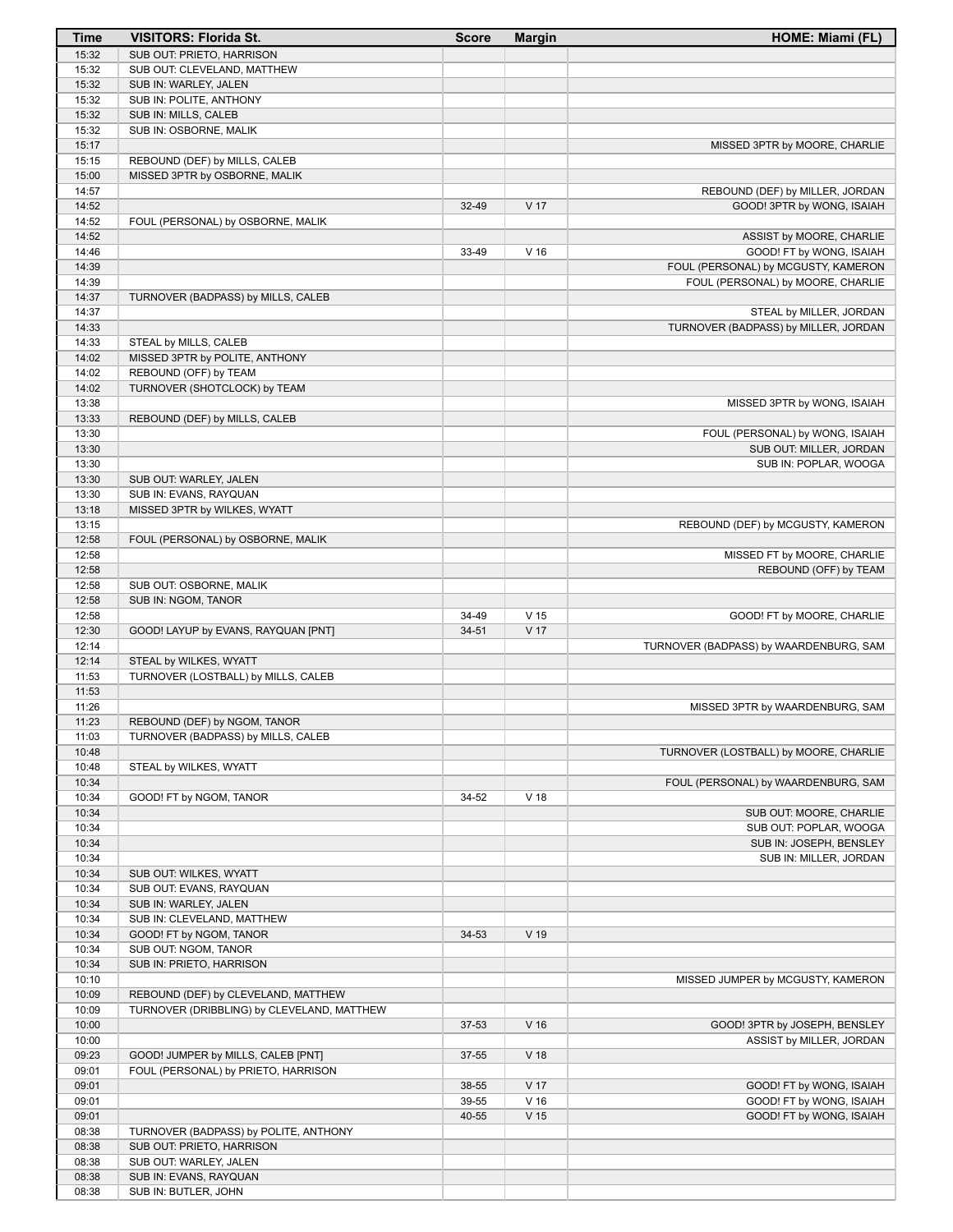| Time | VISITORS: Florida St. | Score | Margin | HOME: Miami (FL) |
|---|---|---|---|---|
| 15:32 | SUB OUT: PRIETO, HARRISON | | | |
| 15:32 | SUB OUT: CLEVELAND, MATTHEW | | | |
| 15:32 | SUB IN: WARLEY, JALEN | | | |
| 15:32 | SUB IN: POLITE, ANTHONY | | | |
| 15:32 | SUB IN: MILLS, CALEB | | | |
| 15:32 | SUB IN: OSBORNE, MALIK | | | |
| 15:17 | | | | MISSED 3PTR by MOORE, CHARLIE |
| 15:15 | REBOUND (DEF) by MILLS, CALEB | | | |
| 15:00 | MISSED 3PTR by OSBORNE, MALIK | | | |
| 14:57 | | | | REBOUND (DEF) by MILLER, JORDAN |
| 14:52 | | 32-49 | V 17 | GOOD! 3PTR by WONG, ISAIAH |
| 14:52 | FOUL (PERSONAL) by OSBORNE, MALIK | | | |
| 14:52 | | | | ASSIST by MOORE, CHARLIE |
| 14:46 | | 33-49 | V 16 | GOOD! FT by WONG, ISAIAH |
| 14:39 | | | | FOUL (PERSONAL) by MCGUSTY, KAMERON |
| 14:39 | | | | FOUL (PERSONAL) by MOORE, CHARLIE |
| 14:37 | TURNOVER (BADPASS) by MILLS, CALEB | | | |
| 14:37 | | | | STEAL by MILLER, JORDAN |
| 14:33 | | | | TURNOVER (BADPASS) by MILLER, JORDAN |
| 14:33 | STEAL by MILLS, CALEB | | | |
| 14:02 | MISSED 3PTR by POLITE, ANTHONY | | | |
| 14:02 | REBOUND (OFF) by TEAM | | | |
| 14:02 | TURNOVER (SHOTCLOCK) by TEAM | | | |
| 13:38 | | | | MISSED 3PTR by WONG, ISAIAH |
| 13:33 | REBOUND (DEF) by MILLS, CALEB | | | |
| 13:30 | | | | FOUL (PERSONAL) by WONG, ISAIAH |
| 13:30 | | | | SUB OUT: MILLER, JORDAN |
| 13:30 | | | | SUB IN: POPLAR, WOOGA |
| 13:30 | SUB OUT: WARLEY, JALEN | | | |
| 13:30 | SUB IN: EVANS, RAYQUAN | | | |
| 13:18 | MISSED 3PTR by WILKES, WYATT | | | |
| 13:15 | | | | REBOUND (DEF) by MCGUSTY, KAMERON |
| 12:58 | FOUL (PERSONAL) by OSBORNE, MALIK | | | |
| 12:58 | | | | MISSED FT by MOORE, CHARLIE |
| 12:58 | | | | REBOUND (OFF) by TEAM |
| 12:58 | SUB OUT: OSBORNE, MALIK | | | |
| 12:58 | SUB IN: NGOM, TANOR | | | |
| 12:58 | | 34-49 | V 15 | GOOD! FT by MOORE, CHARLIE |
| 12:30 | GOOD! LAYUP by EVANS, RAYQUAN [PNT] | 34-51 | V 17 | |
| 12:14 | | | | TURNOVER (BADPASS) by WAARDENBURG, SAM |
| 12:14 | STEAL by WILKES, WYATT | | | |
| 11:53 | TURNOVER (LOSTBALL) by MILLS, CALEB | | | |
| 11:53 | | | | |
| 11:26 | | | | MISSED 3PTR by WAARDENBURG, SAM |
| 11:23 | REBOUND (DEF) by NGOM, TANOR | | | |
| 11:03 | TURNOVER (BADPASS) by MILLS, CALEB | | | |
| 10:48 | | | | TURNOVER (LOSTBALL) by MOORE, CHARLIE |
| 10:48 | STEAL by WILKES, WYATT | | | |
| 10:34 | | | | FOUL (PERSONAL) by WAARDENBURG, SAM |
| 10:34 | GOOD! FT by NGOM, TANOR | 34-52 | V 18 | |
| 10:34 | | | | SUB OUT: MOORE, CHARLIE |
| 10:34 | | | | SUB OUT: POPLAR, WOOGA |
| 10:34 | | | | SUB IN: JOSEPH, BENSLEY |
| 10:34 | | | | SUB IN: MILLER, JORDAN |
| 10:34 | SUB OUT: WILKES, WYATT | | | |
| 10:34 | SUB OUT: EVANS, RAYQUAN | | | |
| 10:34 | SUB IN: WARLEY, JALEN | | | |
| 10:34 | SUB IN: CLEVELAND, MATTHEW | | | |
| 10:34 | GOOD! FT by NGOM, TANOR | 34-53 | V 19 | |
| 10:34 | SUB OUT: NGOM, TANOR | | | |
| 10:34 | SUB IN: PRIETO, HARRISON | | | |
| 10:10 | | | | MISSED JUMPER by MCGUSTY, KAMERON |
| 10:09 | REBOUND (DEF) by CLEVELAND, MATTHEW | | | |
| 10:09 | TURNOVER (DRIBBLING) by CLEVELAND, MATTHEW | | | |
| 10:00 | | 37-53 | V 16 | GOOD! 3PTR by JOSEPH, BENSLEY |
| 10:00 | | | | ASSIST by MILLER, JORDAN |
| 09:23 | GOOD! JUMPER by MILLS, CALEB [PNT] | 37-55 | V 18 | |
| 09:01 | FOUL (PERSONAL) by PRIETO, HARRISON | | | |
| 09:01 | | 38-55 | V 17 | GOOD! FT by WONG, ISAIAH |
| 09:01 | | 39-55 | V 16 | GOOD! FT by WONG, ISAIAH |
| 09:01 | | 40-55 | V 15 | GOOD! FT by WONG, ISAIAH |
| 08:38 | TURNOVER (BADPASS) by POLITE, ANTHONY | | | |
| 08:38 | SUB OUT: PRIETO, HARRISON | | | |
| 08:38 | SUB OUT: WARLEY, JALEN | | | |
| 08:38 | SUB IN: EVANS, RAYQUAN | | | |
| 08:38 | SUB IN: BUTLER, JOHN | | | |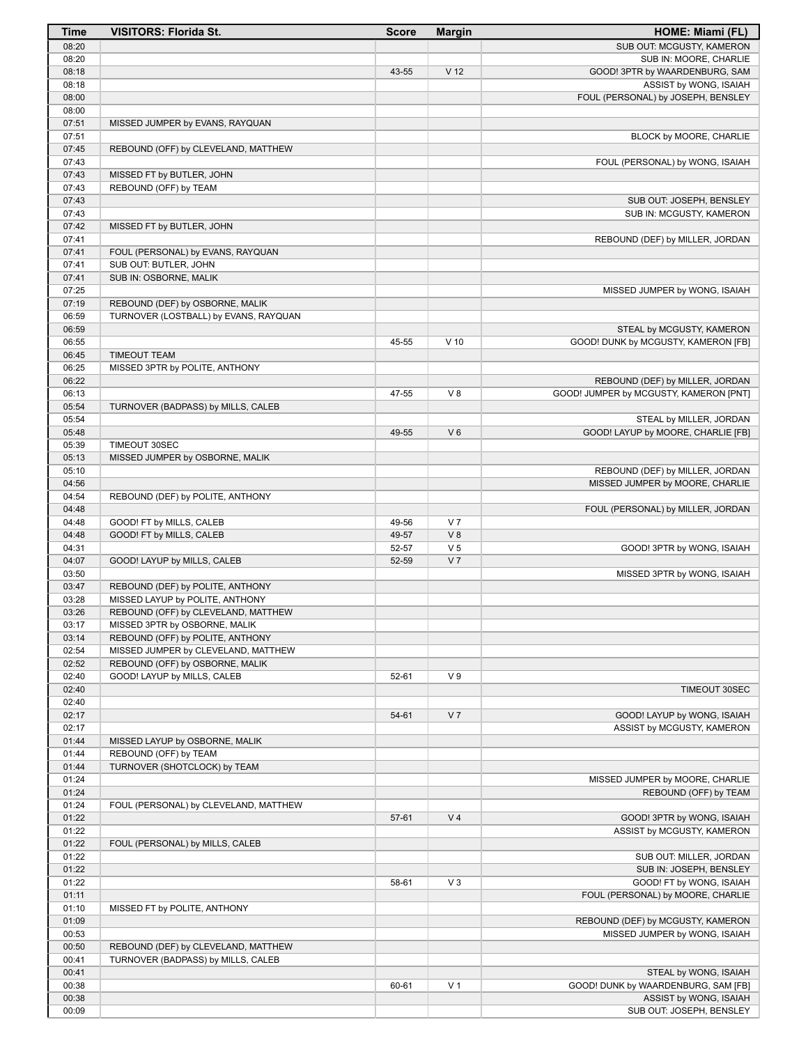| Time | VISITORS: Florida St. | Score | Margin | HOME: Miami (FL) |
|---|---|---|---|---|
| 08:20 | | | | SUB OUT: MCGUSTY, KAMERON |
| 08:20 | | | | SUB IN: MOORE, CHARLIE |
| 08:18 | | 43-55 | V 12 | GOOD! 3PTR by WAARDENBURG, SAM |
| 08:18 | | | | ASSIST by WONG, ISAIAH |
| 08:00 | | | | FOUL (PERSONAL) by JOSEPH, BENSLEY |
| 08:00 | | | | |
| 07:51 | MISSED JUMPER by EVANS, RAYQUAN | | | |
| 07:51 | | | | BLOCK by MOORE, CHARLIE |
| 07:45 | REBOUND (OFF) by CLEVELAND, MATTHEW | | | |
| 07:43 | | | | FOUL (PERSONAL) by WONG, ISAIAH |
| 07:43 | MISSED FT by BUTLER, JOHN | | | |
| 07:43 | REBOUND (OFF) by TEAM | | | |
| 07:43 | | | | SUB OUT: JOSEPH, BENSLEY |
| 07:43 | | | | SUB IN: MCGUSTY, KAMERON |
| 07:42 | MISSED FT by BUTLER, JOHN | | | |
| 07:41 | | | | REBOUND (DEF) by MILLER, JORDAN |
| 07:41 | FOUL (PERSONAL) by EVANS, RAYQUAN | | | |
| 07:41 | SUB OUT: BUTLER, JOHN | | | |
| 07:41 | SUB IN: OSBORNE, MALIK | | | |
| 07:25 | | | | MISSED JUMPER by WONG, ISAIAH |
| 07:19 | REBOUND (DEF) by OSBORNE, MALIK | | | |
| 06:59 | TURNOVER (LOSTBALL) by EVANS, RAYQUAN | | | |
| 06:59 | | | | STEAL by MCGUSTY, KAMERON |
| 06:55 | | 45-55 | V 10 | GOOD! DUNK by MCGUSTY, KAMERON [FB] |
| 06:45 | TIMEOUT TEAM | | | |
| 06:25 | MISSED 3PTR by POLITE, ANTHONY | | | |
| 06:22 | | | | REBOUND (DEF) by MILLER, JORDAN |
| 06:13 | | 47-55 | V 8 | GOOD! JUMPER by MCGUSTY, KAMERON [PNT] |
| 05:54 | TURNOVER (BADPASS) by MILLS, CALEB | | | |
| 05:54 | | | | STEAL by MILLER, JORDAN |
| 05:48 | | 49-55 | V 6 | GOOD! LAYUP by MOORE, CHARLIE [FB] |
| 05:39 | TIMEOUT 30SEC | | | |
| 05:13 | MISSED JUMPER by OSBORNE, MALIK | | | |
| 05:10 | | | | REBOUND (DEF) by MILLER, JORDAN |
| 04:56 | | | | MISSED JUMPER by MOORE, CHARLIE |
| 04:54 | REBOUND (DEF) by POLITE, ANTHONY | | | |
| 04:48 | | | | FOUL (PERSONAL) by MILLER, JORDAN |
| 04:48 | GOOD! FT by MILLS, CALEB | 49-56 | V 7 | |
| 04:48 | GOOD! FT by MILLS, CALEB | 49-57 | V 8 | |
| 04:31 | | 52-57 | V 5 | GOOD! 3PTR by WONG, ISAIAH |
| 04:07 | GOOD! LAYUP by MILLS, CALEB | 52-59 | V 7 | |
| 03:50 | | | | MISSED 3PTR by WONG, ISAIAH |
| 03:47 | REBOUND (DEF) by POLITE, ANTHONY | | | |
| 03:28 | MISSED LAYUP by POLITE, ANTHONY | | | |
| 03:26 | REBOUND (OFF) by CLEVELAND, MATTHEW | | | |
| 03:17 | MISSED 3PTR by OSBORNE, MALIK | | | |
| 03:14 | REBOUND (OFF) by POLITE, ANTHONY | | | |
| 02:54 | MISSED JUMPER by CLEVELAND, MATTHEW | | | |
| 02:52 | REBOUND (OFF) by OSBORNE, MALIK | | | |
| 02:40 | GOOD! LAYUP by MILLS, CALEB | 52-61 | V 9 | |
| 02:40 | | | | TIMEOUT 30SEC |
| 02:40 | | | | |
| 02:17 | | 54-61 | V 7 | GOOD! LAYUP by WONG, ISAIAH |
| 02:17 | | | | ASSIST by MCGUSTY, KAMERON |
| 01:44 | MISSED LAYUP by OSBORNE, MALIK | | | |
| 01:44 | REBOUND (OFF) by TEAM | | | |
| 01:44 | TURNOVER (SHOTCLOCK) by TEAM | | | |
| 01:24 | | | | MISSED JUMPER by MOORE, CHARLIE |
| 01:24 | | | | REBOUND (OFF) by TEAM |
| 01:24 | FOUL (PERSONAL) by CLEVELAND, MATTHEW | | | |
| 01:22 | | 57-61 | V 4 | GOOD! 3PTR by WONG, ISAIAH |
| 01:22 | | | | ASSIST by MCGUSTY, KAMERON |
| 01:22 | FOUL (PERSONAL) by MILLS, CALEB | | | |
| 01:22 | | | | SUB OUT: MILLER, JORDAN |
| 01:22 | | | | SUB IN: JOSEPH, BENSLEY |
| 01:22 | | 58-61 | V 3 | GOOD! FT by WONG, ISAIAH |
| 01:11 | | | | FOUL (PERSONAL) by MOORE, CHARLIE |
| 01:10 | MISSED FT by POLITE, ANTHONY | | | |
| 01:09 | | | | REBOUND (DEF) by MCGUSTY, KAMERON |
| 00:53 | | | | MISSED JUMPER by WONG, ISAIAH |
| 00:50 | REBOUND (DEF) by CLEVELAND, MATTHEW | | | |
| 00:41 | TURNOVER (BADPASS) by MILLS, CALEB | | | |
| 00:41 | | | | STEAL by WONG, ISAIAH |
| 00:38 | | 60-61 | V 1 | GOOD! DUNK by WAARDENBURG, SAM [FB] |
| 00:38 | | | | ASSIST by WONG, ISAIAH |
| 00:09 | | | | SUB OUT: JOSEPH, BENSLEY |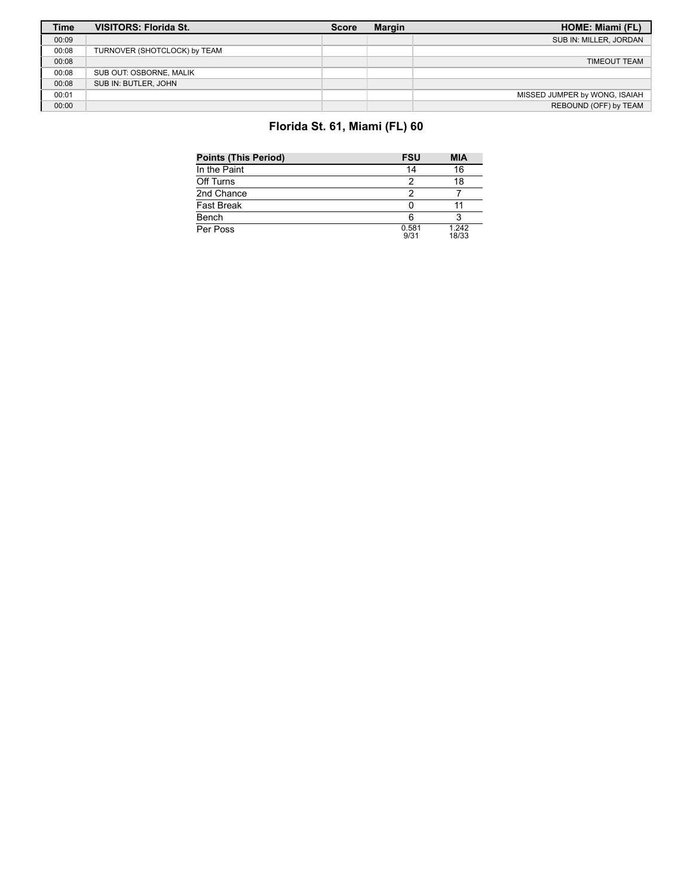| Time | VISITORS: Florida St. | Score | Margin | HOME: Miami (FL) |
|---|---|---|---|---|
| 00:09 | | | | SUB IN: MILLER, JORDAN |
| 00:08 | TURNOVER (SHOTCLOCK) by TEAM | | | |
| 00:08 | | | | TIMEOUT TEAM |
| 00:08 | SUB OUT: OSBORNE, MALIK | | | |
| 00:08 | SUB IN: BUTLER, JOHN | | | |
| 00:01 | | | | MISSED JUMPER by WONG, ISAIAH |
| 00:00 | | | | REBOUND (OFF) by TEAM |

## Florida St. 61, Miami (FL) 60

| Points (This Period) | FSU | MIA |
|---|---|---|
| In the Paint | 14 | 16 |
| Off Turns | 2 | 18 |
| 2nd Chance | 2 | 7 |
| Fast Break | 0 | 11 |
| Bench | 6 | 3 |
| Per Poss | 0.581 9/31 | 1.242 18/33 |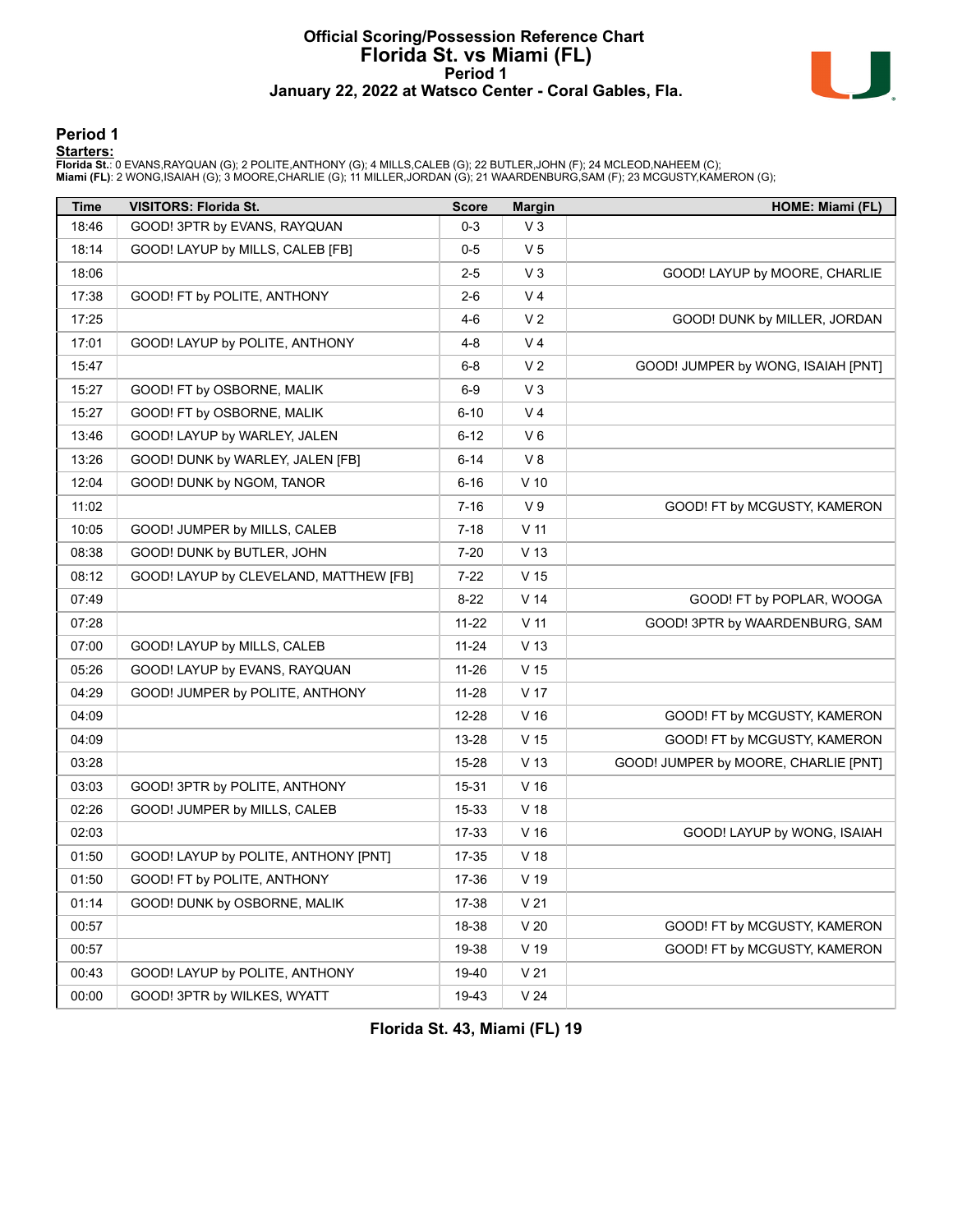# Official Scoring/Possession Reference Chart
## Florida St. vs Miami (FL)
### Period 1
### January 22, 2022 at Watsco Center - Coral Gables, Fla.

## Period 1

**Starters:**
**Florida St.**: 0 EVANS,RAYQUAN (G); 2 POLITE,ANTHONY (G); 4 MILLS,CALEB (G); 22 BUTLER,JOHN (F); 24 MCLEOD,NAHEEM (C);
**Miami (FL)**: 2 WONG,ISAIAH (G); 3 MOORE,CHARLIE (G); 11 MILLER,JORDAN (G); 21 WAARDENBURG,SAM (F); 23 MCGUSTY,KAMERON (G);

| Time | VISITORS: Florida St. | Score | Margin | HOME: Miami (FL) |
|---|---|---|---|---|
| 18:46 | GOOD! 3PTR by EVANS, RAYQUAN | 0-3 | V 3 | |
| 18:14 | GOOD! LAYUP by MILLS, CALEB [FB] | 0-5 | V 5 | |
| 18:06 | | 2-5 | V 3 | GOOD! LAYUP by MOORE, CHARLIE |
| 17:38 | GOOD! FT by POLITE, ANTHONY | 2-6 | V 4 | |
| 17:25 | | 4-6 | V 2 | GOOD! DUNK by MILLER, JORDAN |
| 17:01 | GOOD! LAYUP by POLITE, ANTHONY | 4-8 | V 4 | |
| 15:47 | | 6-8 | V 2 | GOOD! JUMPER by WONG, ISAIAH [PNT] |
| 15:27 | GOOD! FT by OSBORNE, MALIK | 6-9 | V 3 | |
| 15:27 | GOOD! FT by OSBORNE, MALIK | 6-10 | V 4 | |
| 13:46 | GOOD! LAYUP by WARLEY, JALEN | 6-12 | V 6 | |
| 13:26 | GOOD! DUNK by WARLEY, JALEN [FB] | 6-14 | V 8 | |
| 12:04 | GOOD! DUNK by NGOM, TANOR | 6-16 | V 10 | |
| 11:02 | | 7-16 | V 9 | GOOD! FT by MCGUSTY, KAMERON |
| 10:05 | GOOD! JUMPER by MILLS, CALEB | 7-18 | V 11 | |
| 08:38 | GOOD! DUNK by BUTLER, JOHN | 7-20 | V 13 | |
| 08:12 | GOOD! LAYUP by CLEVELAND, MATTHEW [FB] | 7-22 | V 15 | |
| 07:49 | | 8-22 | V 14 | GOOD! FT by POPLAR, WOOGA |
| 07:28 | | 11-22 | V 11 | GOOD! 3PTR by WAARDENBURG, SAM |
| 07:00 | GOOD! LAYUP by MILLS, CALEB | 11-24 | V 13 | |
| 05:26 | GOOD! LAYUP by EVANS, RAYQUAN | 11-26 | V 15 | |
| 04:29 | GOOD! JUMPER by POLITE, ANTHONY | 11-28 | V 17 | |
| 04:09 | | 12-28 | V 16 | GOOD! FT by MCGUSTY, KAMERON |
| 04:09 | | 13-28 | V 15 | GOOD! FT by MCGUSTY, KAMERON |
| 03:28 | | 15-28 | V 13 | GOOD! JUMPER by MOORE, CHARLIE [PNT] |
| 03:03 | GOOD! 3PTR by POLITE, ANTHONY | 15-31 | V 16 | |
| 02:26 | GOOD! JUMPER by MILLS, CALEB | 15-33 | V 18 | |
| 02:03 | | 17-33 | V 16 | GOOD! LAYUP by WONG, ISAIAH |
| 01:50 | GOOD! LAYUP by POLITE, ANTHONY [PNT] | 17-35 | V 18 | |
| 01:50 | GOOD! FT by POLITE, ANTHONY | 17-36 | V 19 | |
| 01:14 | GOOD! DUNK by OSBORNE, MALIK | 17-38 | V 21 | |
| 00:57 | | 18-38 | V 20 | GOOD! FT by MCGUSTY, KAMERON |
| 00:57 | | 19-38 | V 19 | GOOD! FT by MCGUSTY, KAMERON |
| 00:43 | GOOD! LAYUP by POLITE, ANTHONY | 19-40 | V 21 | |
| 00:00 | GOOD! 3PTR by WILKES, WYATT | 19-43 | V 24 | |

**Florida St. 43, Miami (FL) 19**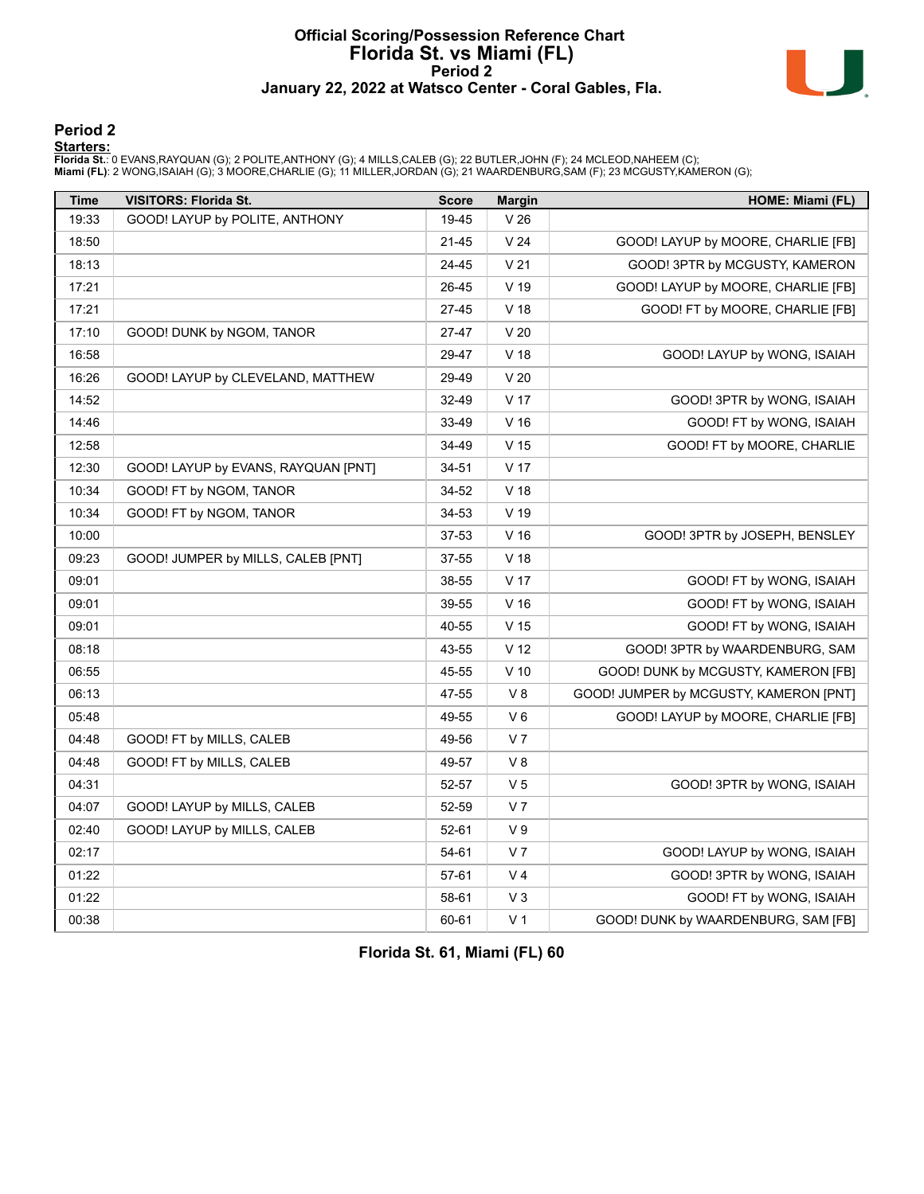# Official Scoring/Possession Reference Chart
# Florida St. vs Miami (FL)
## Period 2
## January 22, 2022 at Watsco Center - Coral Gables, Fla.

### Period 2

**Starters:**

**Florida St.**: 0 EVANS,RAYQUAN (G); 2 POLITE,ANTHONY (G); 4 MILLS,CALEB (G); 22 BUTLER,JOHN (F); 24 MCLEOD,NAHEEM (C);
**Miami (FL)**: 2 WONG,ISAIAH (G); 3 MOORE,CHARLIE (G); 11 MILLER,JORDAN (G); 21 WAARDENBURG,SAM (F); 23 MCGUSTY,KAMERON (G);

| Time | VISITORS: Florida St. | Score | Margin | HOME: Miami (FL) |
|---|---|---|---|---|
| 19:33 | GOOD! LAYUP by POLITE, ANTHONY | 19-45 | V 26 | |
| 18:50 | | 21-45 | V 24 | GOOD! LAYUP by MOORE, CHARLIE [FB] |
| 18:13 | | 24-45 | V 21 | GOOD! 3PTR by MCGUSTY, KAMERON |
| 17:21 | | 26-45 | V 19 | GOOD! LAYUP by MOORE, CHARLIE [FB] |
| 17:21 | | 27-45 | V 18 | GOOD! FT by MOORE, CHARLIE [FB] |
| 17:10 | GOOD! DUNK by NGOM, TANOR | 27-47 | V 20 | |
| 16:58 | | 29-47 | V 18 | GOOD! LAYUP by WONG, ISAIAH |
| 16:26 | GOOD! LAYUP by CLEVELAND, MATTHEW | 29-49 | V 20 | |
| 14:52 | | 32-49 | V 17 | GOOD! 3PTR by WONG, ISAIAH |
| 14:46 | | 33-49 | V 16 | GOOD! FT by WONG, ISAIAH |
| 12:58 | | 34-49 | V 15 | GOOD! FT by MOORE, CHARLIE |
| 12:30 | GOOD! LAYUP by EVANS, RAYQUAN [PNT] | 34-51 | V 17 | |
| 10:34 | GOOD! FT by NGOM, TANOR | 34-52 | V 18 | |
| 10:34 | GOOD! FT by NGOM, TANOR | 34-53 | V 19 | |
| 10:00 | | 37-53 | V 16 | GOOD! 3PTR by JOSEPH, BENSLEY |
| 09:23 | GOOD! JUMPER by MILLS, CALEB [PNT] | 37-55 | V 18 | |
| 09:01 | | 38-55 | V 17 | GOOD! FT by WONG, ISAIAH |
| 09:01 | | 39-55 | V 16 | GOOD! FT by WONG, ISAIAH |
| 09:01 | | 40-55 | V 15 | GOOD! FT by WONG, ISAIAH |
| 08:18 | | 43-55 | V 12 | GOOD! 3PTR by WAARDENBURG, SAM |
| 06:55 | | 45-55 | V 10 | GOOD! DUNK by MCGUSTY, KAMERON [FB] |
| 06:13 | | 47-55 | V 8 | GOOD! JUMPER by MCGUSTY, KAMERON [PNT] |
| 05:48 | | 49-55 | V 6 | GOOD! LAYUP by MOORE, CHARLIE [FB] |
| 04:48 | GOOD! FT by MILLS, CALEB | 49-56 | V 7 | |
| 04:48 | GOOD! FT by MILLS, CALEB | 49-57 | V 8 | |
| 04:31 | | 52-57 | V 5 | GOOD! 3PTR by WONG, ISAIAH |
| 04:07 | GOOD! LAYUP by MILLS, CALEB | 52-59 | V 7 | |
| 02:40 | GOOD! LAYUP by MILLS, CALEB | 52-61 | V 9 | |
| 02:17 | | 54-61 | V 7 | GOOD! LAYUP by WONG, ISAIAH |
| 01:22 | | 57-61 | V 4 | GOOD! 3PTR by WONG, ISAIAH |
| 01:22 | | 58-61 | V 3 | GOOD! FT by WONG, ISAIAH |
| 00:38 | | 60-61 | V 1 | GOOD! DUNK by WAARDENBURG, SAM [FB] |

**Florida St. 61, Miami (FL) 60**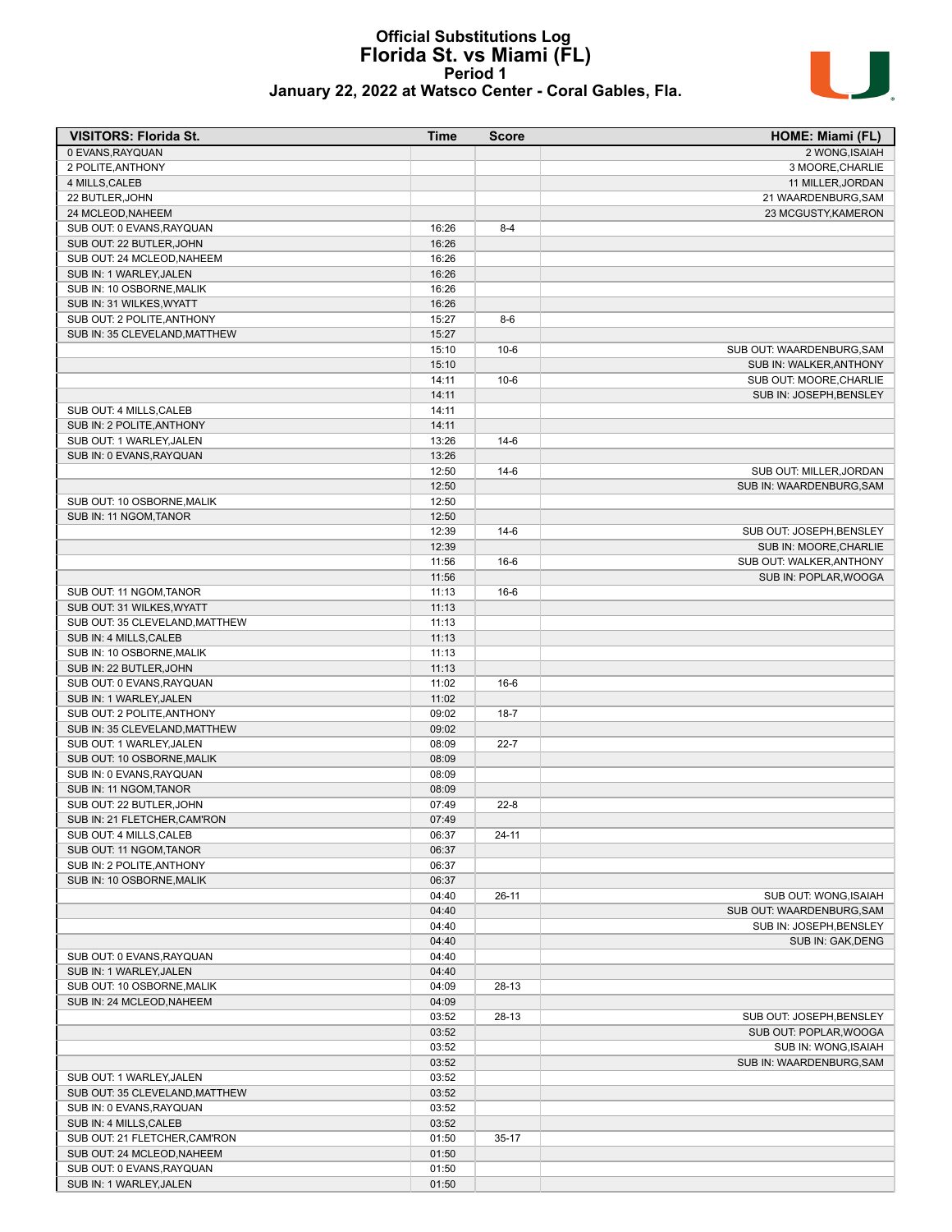# Official Substitutions Log
## Florida St. vs Miami (FL)
### Period 1
### January 22, 2022 at Watsco Center - Coral Gables, Fla.

| VISITORS: Florida St. | Time | Score | HOME: Miami (FL) |
|---|---|---|---|
| 0 EVANS,RAYQUAN | | | 2 WONG,ISAIAH |
| 2 POLITE,ANTHONY | | | 3 MOORE,CHARLIE |
| 4 MILLS,CALEB | | | 11 MILLER,JORDAN |
| 22 BUTLER,JOHN | | | 21 WAARDENBURG,SAM |
| 24 MCLEOD,NAHEEM | | | 23 MCGUSTY,KAMERON |
| SUB OUT: 0 EVANS,RAYQUAN | 16:26 | 8-4 | |
| SUB OUT: 22 BUTLER,JOHN | 16:26 | | |
| SUB OUT: 24 MCLEOD,NAHEEM | 16:26 | | |
| SUB IN: 1 WARLEY,JALEN | 16:26 | | |
| SUB IN: 10 OSBORNE,MALIK | 16:26 | | |
| SUB IN: 31 WILKES,WYATT | 16:26 | | |
| SUB OUT: 2 POLITE,ANTHONY | 15:27 | 8-6 | |
| SUB IN: 35 CLEVELAND,MATTHEW | 15:27 | | |
| | 15:10 | 10-6 | SUB OUT: WAARDENBURG,SAM |
| | 15:10 | | SUB IN: WALKER,ANTHONY |
| | 14:11 | 10-6 | SUB OUT: MOORE,CHARLIE |
| | 14:11 | | SUB IN: JOSEPH,BENSLEY |
| SUB OUT: 4 MILLS,CALEB | 14:11 | | |
| SUB IN: 2 POLITE,ANTHONY | 14:11 | | |
| SUB OUT: 1 WARLEY,JALEN | 13:26 | 14-6 | |
| SUB IN: 0 EVANS,RAYQUAN | 13:26 | | |
| | 12:50 | 14-6 | SUB OUT: MILLER,JORDAN |
| | 12:50 | | SUB IN: WAARDENBURG,SAM |
| SUB OUT: 10 OSBORNE,MALIK | 12:50 | | |
| SUB IN: 11 NGOM,TANOR | 12:50 | | |
| | 12:39 | 14-6 | SUB OUT: JOSEPH,BENSLEY |
| | 12:39 | | SUB IN: MOORE,CHARLIE |
| | 11:56 | 16-6 | SUB OUT: WALKER,ANTHONY |
| | 11:56 | | SUB IN: POPLAR,WOOGA |
| SUB OUT: 11 NGOM,TANOR | 11:13 | 16-6 | |
| SUB OUT: 31 WILKES,WYATT | 11:13 | | |
| SUB OUT: 35 CLEVELAND,MATTHEW | 11:13 | | |
| SUB IN: 4 MILLS,CALEB | 11:13 | | |
| SUB IN: 10 OSBORNE,MALIK | 11:13 | | |
| SUB IN: 22 BUTLER,JOHN | 11:13 | | |
| SUB OUT: 0 EVANS,RAYQUAN | 11:02 | 16-6 | |
| SUB IN: 1 WARLEY,JALEN | 11:02 | | |
| SUB OUT: 2 POLITE,ANTHONY | 09:02 | 18-7 | |
| SUB IN: 35 CLEVELAND,MATTHEW | 09:02 | | |
| SUB OUT: 1 WARLEY,JALEN | 08:09 | 22-7 | |
| SUB OUT: 10 OSBORNE,MALIK | 08:09 | | |
| SUB IN: 0 EVANS,RAYQUAN | 08:09 | | |
| SUB IN: 11 NGOM,TANOR | 08:09 | | |
| SUB OUT: 22 BUTLER,JOHN | 07:49 | 22-8 | |
| SUB IN: 21 FLETCHER,CAM'RON | 07:49 | | |
| SUB OUT: 4 MILLS,CALEB | 06:37 | 24-11 | |
| SUB OUT: 11 NGOM,TANOR | 06:37 | | |
| SUB IN: 2 POLITE,ANTHONY | 06:37 | | |
| SUB IN: 10 OSBORNE,MALIK | 06:37 | | |
| | 04:40 | 26-11 | SUB OUT: WONG,ISAIAH |
| | 04:40 | | SUB OUT: WAARDENBURG,SAM |
| | 04:40 | | SUB IN: JOSEPH,BENSLEY |
| | 04:40 | | SUB IN: GAK,DENG |
| SUB OUT: 0 EVANS,RAYQUAN | 04:40 | | |
| SUB IN: 1 WARLEY,JALEN | 04:40 | | |
| SUB OUT: 10 OSBORNE,MALIK | 04:09 | 28-13 | |
| SUB IN: 24 MCLEOD,NAHEEM | 04:09 | | |
| | 03:52 | 28-13 | SUB OUT: JOSEPH,BENSLEY |
| | 03:52 | | SUB OUT: POPLAR,WOOGA |
| | 03:52 | | SUB IN: WONG,ISAIAH |
| | 03:52 | | SUB IN: WAARDENBURG,SAM |
| SUB OUT: 1 WARLEY,JALEN | 03:52 | | |
| SUB OUT: 35 CLEVELAND,MATTHEW | 03:52 | | |
| SUB IN: 0 EVANS,RAYQUAN | 03:52 | | |
| SUB IN: 4 MILLS,CALEB | 03:52 | | |
| SUB OUT: 21 FLETCHER,CAM'RON | 01:50 | 35-17 | |
| SUB OUT: 24 MCLEOD,NAHEEM | 01:50 | | |
| SUB OUT: 0 EVANS,RAYQUAN | 01:50 | | |
| SUB IN: 1 WARLEY,JALEN | 01:50 | | |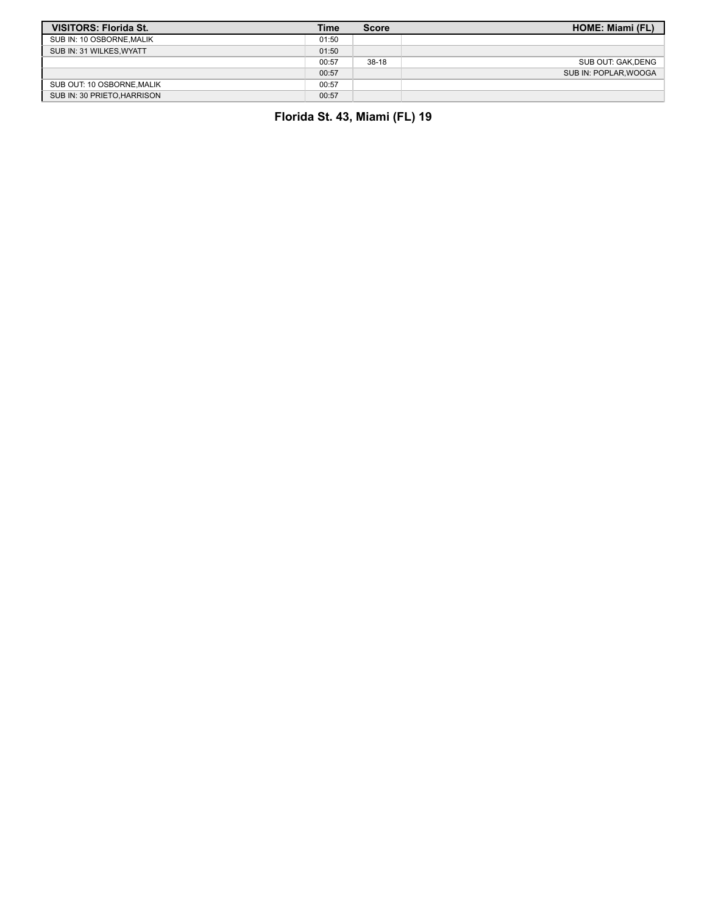| VISITORS: Florida St. | Time | Score | HOME: Miami (FL) |
| --- | --- | --- | --- |
| SUB IN: 10 OSBORNE,MALIK | 01:50 | | |
| SUB IN: 31 WILKES,WYATT | 01:50 | | |
| | 00:57 | 38-18 | SUB OUT: GAK,DENG |
| | 00:57 | | SUB IN: POPLAR,WOOGA |
| SUB OUT: 10 OSBORNE,MALIK | 00:57 | | |
| SUB IN: 30 PRIETO,HARRISON | 00:57 | | |

**Florida St. 43, Miami (FL) 19**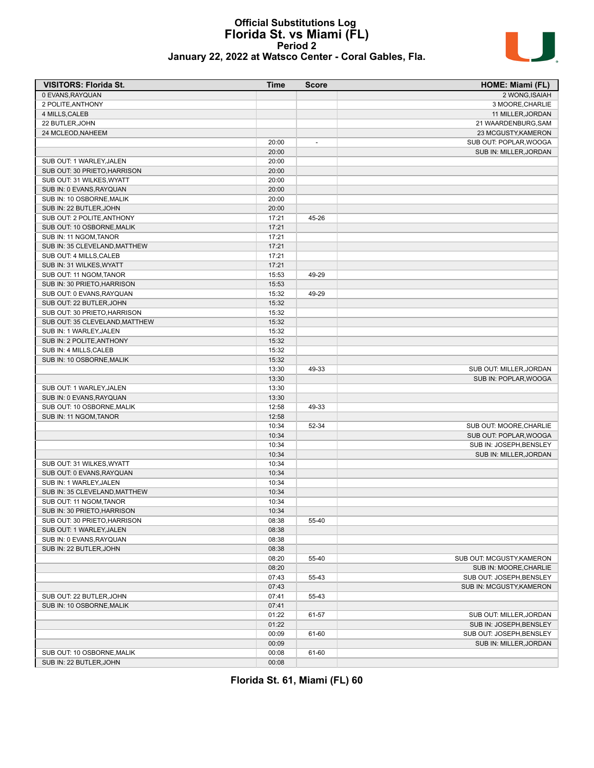# Official Substitutions Log
# Florida St. vs Miami (FL)
## Period 2
### January 22, 2022 at Watsco Center - Coral Gables, Fla.

| VISITORS: Florida St. | Time | Score | HOME: Miami (FL) |
|---|---|---|---|
| 0 EVANS,RAYQUAN | | | 2 WONG,ISAIAH |
| 2 POLITE,ANTHONY | | | 3 MOORE,CHARLIE |
| 4 MILLS,CALEB | | | 11 MILLER,JORDAN |
| 22 BUTLER,JOHN | | | 21 WAARDENBURG,SAM |
| 24 MCLEOD,NAHEEM | | | 23 MCGUSTY,KAMERON |
| | 20:00 | - | SUB OUT: POPLAR,WOOGA |
| | 20:00 | | SUB IN: MILLER,JORDAN |
| SUB OUT: 1 WARLEY,JALEN | 20:00 | | |
| SUB OUT: 30 PRIETO,HARRISON | 20:00 | | |
| SUB OUT: 31 WILKES,WYATT | 20:00 | | |
| SUB IN: 0 EVANS,RAYQUAN | 20:00 | | |
| SUB IN: 10 OSBORNE,MALIK | 20:00 | | |
| SUB IN: 22 BUTLER,JOHN | 20:00 | | |
| SUB OUT: 2 POLITE,ANTHONY | 17:21 | 45-26 | |
| SUB OUT: 10 OSBORNE,MALIK | 17:21 | | |
| SUB IN: 11 NGOM,TANOR | 17:21 | | |
| SUB IN: 35 CLEVELAND,MATTHEW | 17:21 | | |
| SUB OUT: 4 MILLS,CALEB | 17:21 | | |
| SUB IN: 31 WILKES,WYATT | 17:21 | | |
| SUB OUT: 11 NGOM,TANOR | 15:53 | 49-29 | |
| SUB IN: 30 PRIETO,HARRISON | 15:53 | | |
| SUB OUT: 0 EVANS,RAYQUAN | 15:32 | 49-29 | |
| SUB OUT: 22 BUTLER,JOHN | 15:32 | | |
| SUB OUT: 30 PRIETO,HARRISON | 15:32 | | |
| SUB OUT: 35 CLEVELAND,MATTHEW | 15:32 | | |
| SUB IN: 1 WARLEY,JALEN | 15:32 | | |
| SUB IN: 2 POLITE,ANTHONY | 15:32 | | |
| SUB IN: 4 MILLS,CALEB | 15:32 | | |
| SUB IN: 10 OSBORNE,MALIK | 15:32 | | |
| | 13:30 | 49-33 | SUB OUT: MILLER,JORDAN |
| | 13:30 | | SUB IN: POPLAR,WOOGA |
| SUB OUT: 1 WARLEY,JALEN | 13:30 | | |
| SUB IN: 0 EVANS,RAYQUAN | 13:30 | | |
| SUB OUT: 10 OSBORNE,MALIK | 12:58 | 49-33 | |
| SUB IN: 11 NGOM,TANOR | 12:58 | | |
| | 10:34 | 52-34 | SUB OUT: MOORE,CHARLIE |
| | 10:34 | | SUB OUT: POPLAR,WOOGA |
| | 10:34 | | SUB IN: JOSEPH,BENSLEY |
| | 10:34 | | SUB IN: MILLER,JORDAN |
| SUB OUT: 31 WILKES,WYATT | 10:34 | | |
| SUB OUT: 0 EVANS,RAYQUAN | 10:34 | | |
| SUB IN: 1 WARLEY,JALEN | 10:34 | | |
| SUB IN: 35 CLEVELAND,MATTHEW | 10:34 | | |
| SUB OUT: 11 NGOM,TANOR | 10:34 | | |
| SUB IN: 30 PRIETO,HARRISON | 10:34 | | |
| SUB OUT: 30 PRIETO,HARRISON | 08:38 | 55-40 | |
| SUB OUT: 1 WARLEY,JALEN | 08:38 | | |
| SUB IN: 0 EVANS,RAYQUAN | 08:38 | | |
| SUB IN: 22 BUTLER,JOHN | 08:38 | | |
| | 08:20 | 55-40 | SUB OUT: MCGUSTY,KAMERON |
| | 08:20 | | SUB IN: MOORE,CHARLIE |
| | 07:43 | 55-43 | SUB OUT: JOSEPH,BENSLEY |
| | 07:43 | | SUB IN: MCGUSTY,KAMERON |
| SUB OUT: 22 BUTLER,JOHN | 07:41 | 55-43 | |
| SUB IN: 10 OSBORNE,MALIK | 07:41 | | |
| | 01:22 | 61-57 | SUB OUT: MILLER,JORDAN |
| | 01:22 | | SUB IN: JOSEPH,BENSLEY |
| | 00:09 | 61-60 | SUB OUT: JOSEPH,BENSLEY |
| | 00:09 | | SUB IN: MILLER,JORDAN |
| SUB OUT: 10 OSBORNE,MALIK | 00:08 | 61-60 | |
| SUB IN: 22 BUTLER,JOHN | 00:08 | | |

**Florida St. 61, Miami (FL) 60**